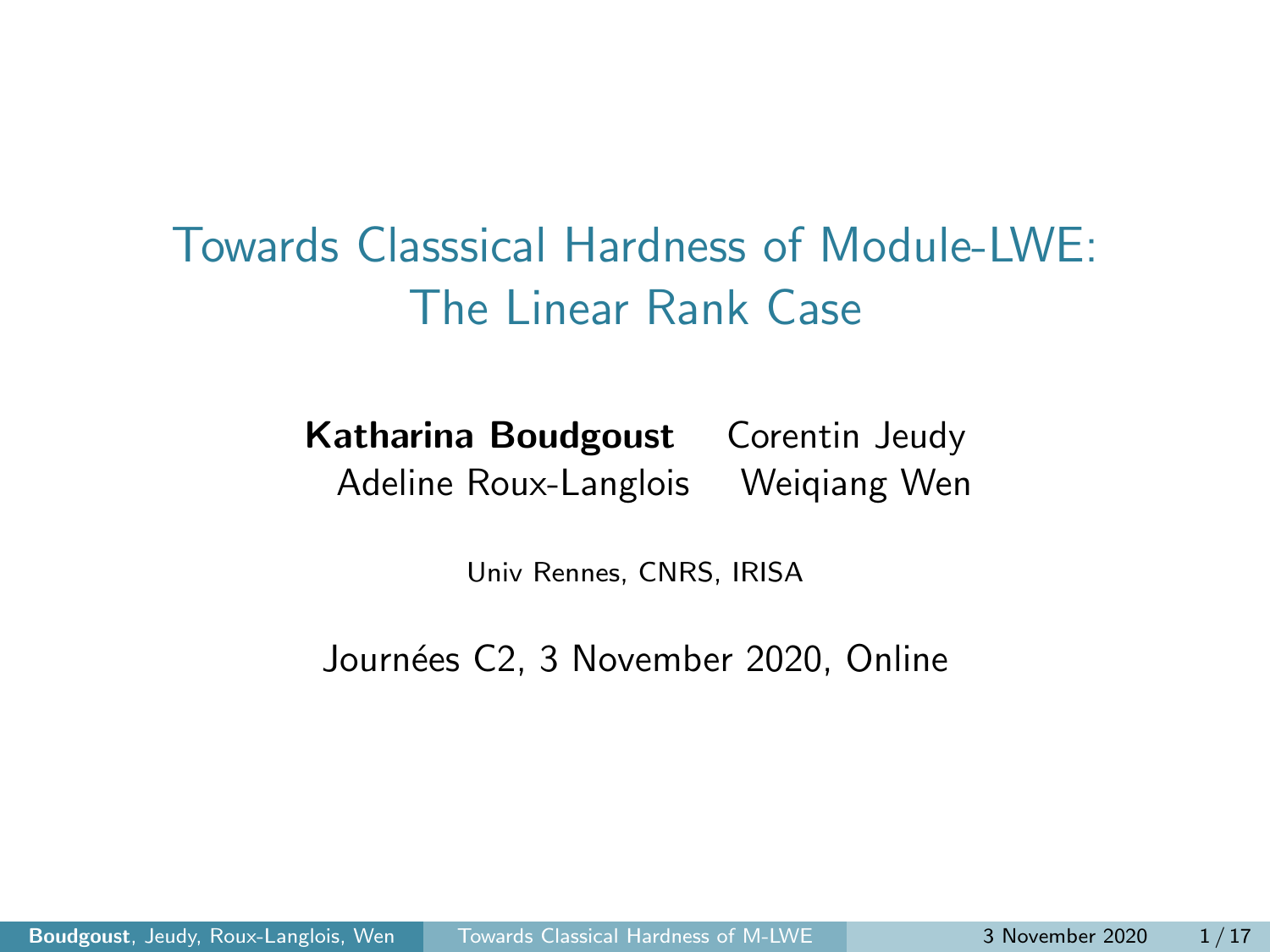# Towards Classsical Hardness of Module-LWE: The Linear Rank Case

**Katharina Boudgoust** Corentin Jeudy
Adeline Roux-Langlois Weiqiang Wen

Univ Rennes, CNRS, IRISA

Journées C2, 3 November 2020, Online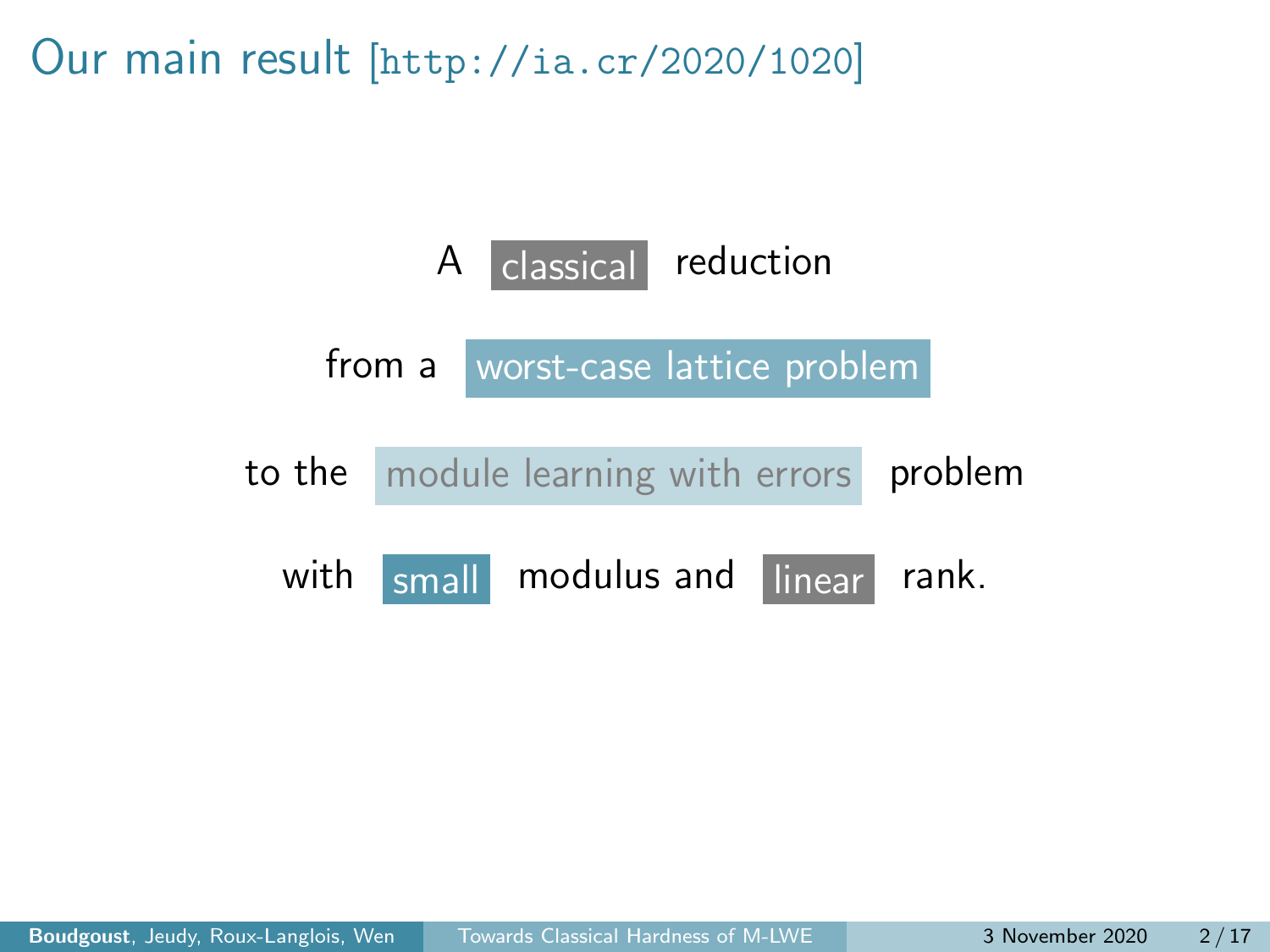# Our main result [http://ia.cr/2020/1020]

A classical reduction

from a worst-case lattice problem

to the module learning with errors problem

with small modulus and linear rank.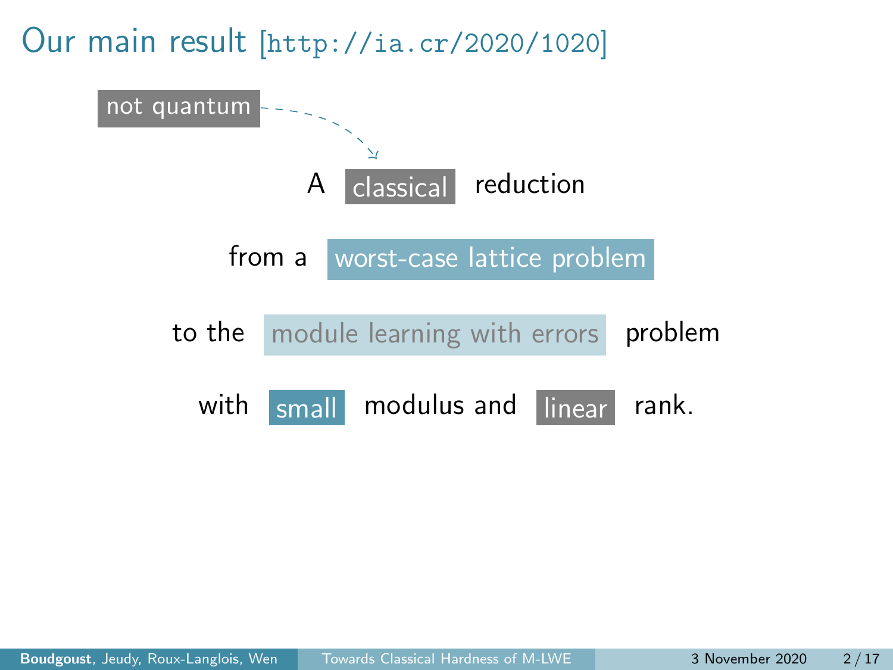# Our main result [http://ia.cr/2020/1020]

not quantum

A classical reduction

from a worst-case lattice problem

to the module learning with errors problem

with small modulus and linear rank.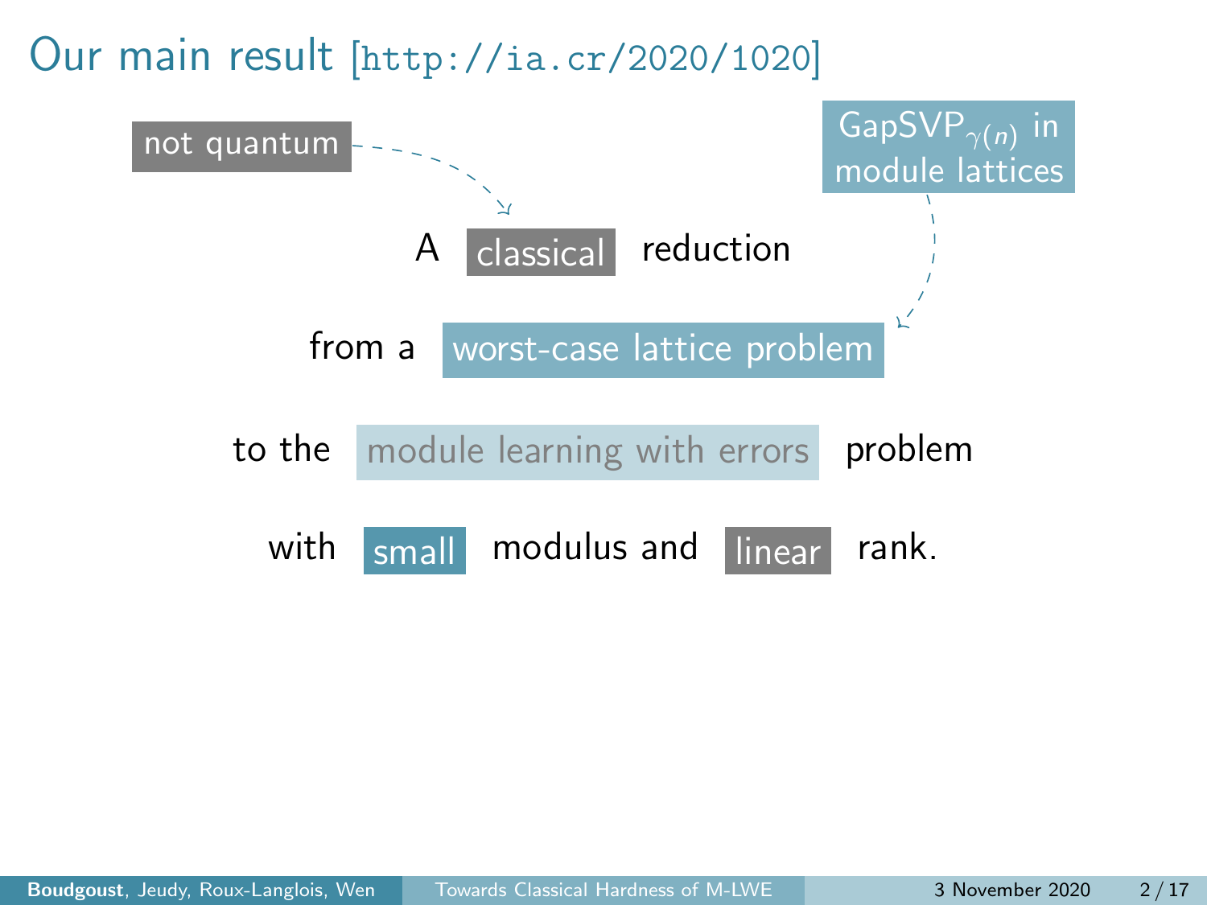# Our main result [http://ia.cr/2020/1020]

not quantum

$\text{GapSVP}_{\gamma(n)}$ in module lattices

A classical reduction

from a worst-case lattice problem

to the module learning with errors problem

with small modulus and linear rank.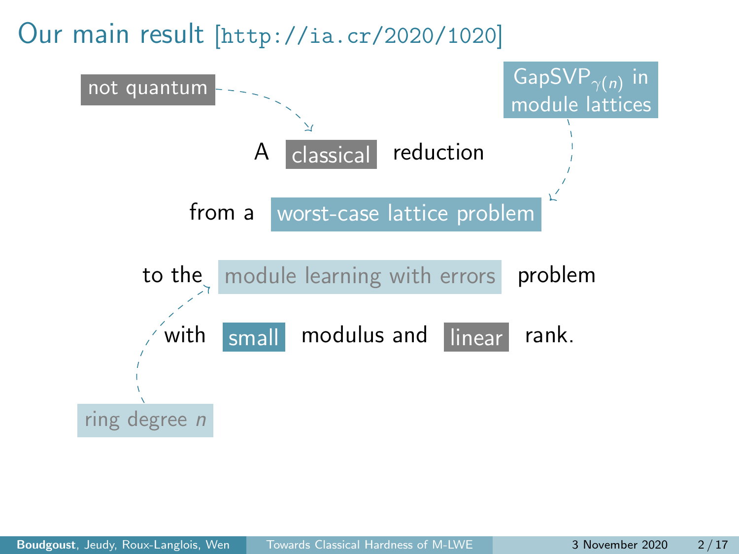# Our main result [http://ia.cr/2020/1020]

not quantum

GapSVP$_{\gamma(n)}$ in module lattices

A classical reduction

from a worst-case lattice problem

to the module learning with errors problem

with small modulus and linear rank.

ring degree $n$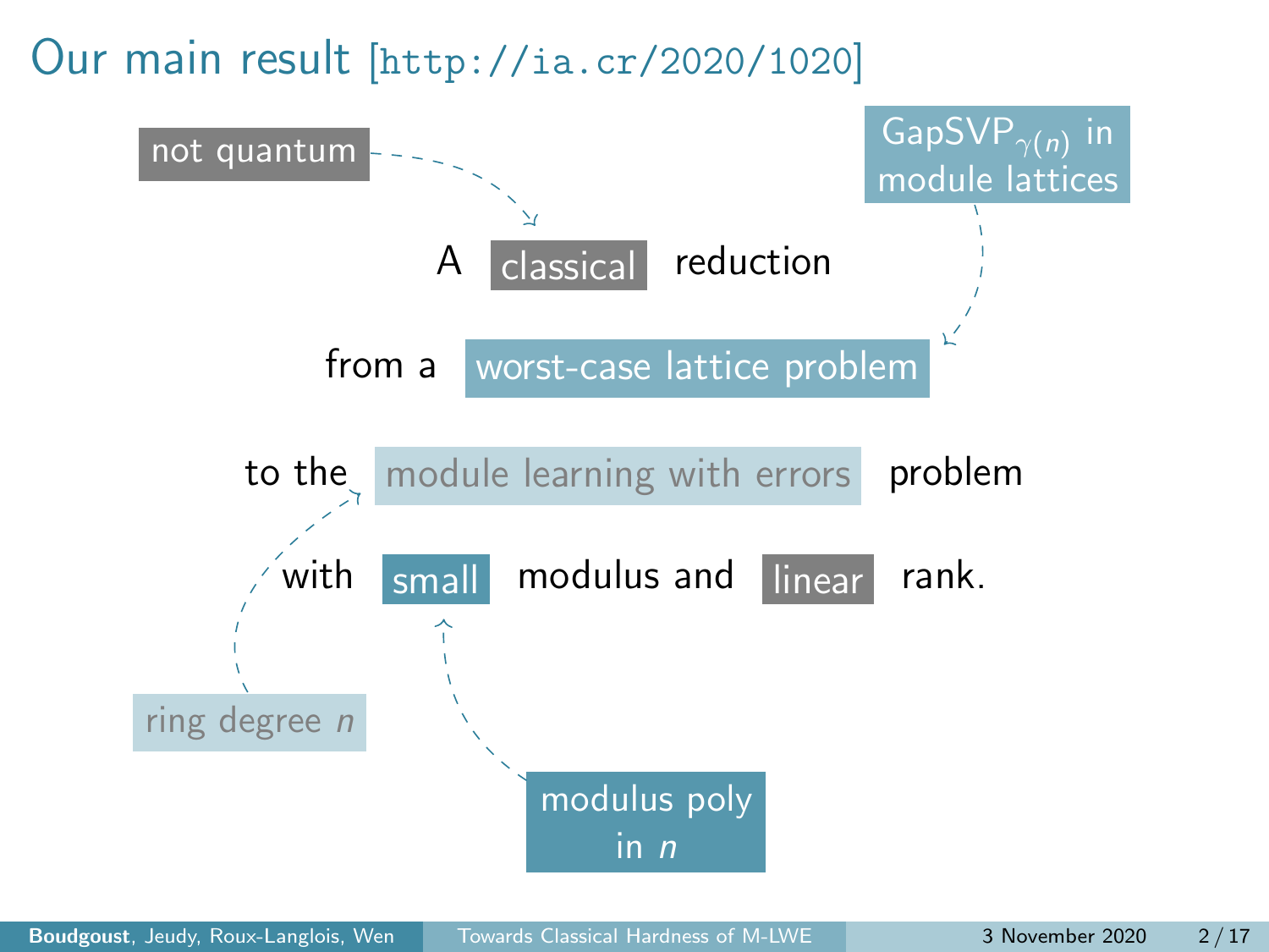# Our main result [http://ia.cr/2020/1020]

not quantum

A classical reduction

$\text{GapSVP}_{\gamma(n)}$ in module lattices

from a worst-case lattice problem

to the module learning with errors problem

with small modulus and linear rank.

ring degree $n$

modulus poly in $n$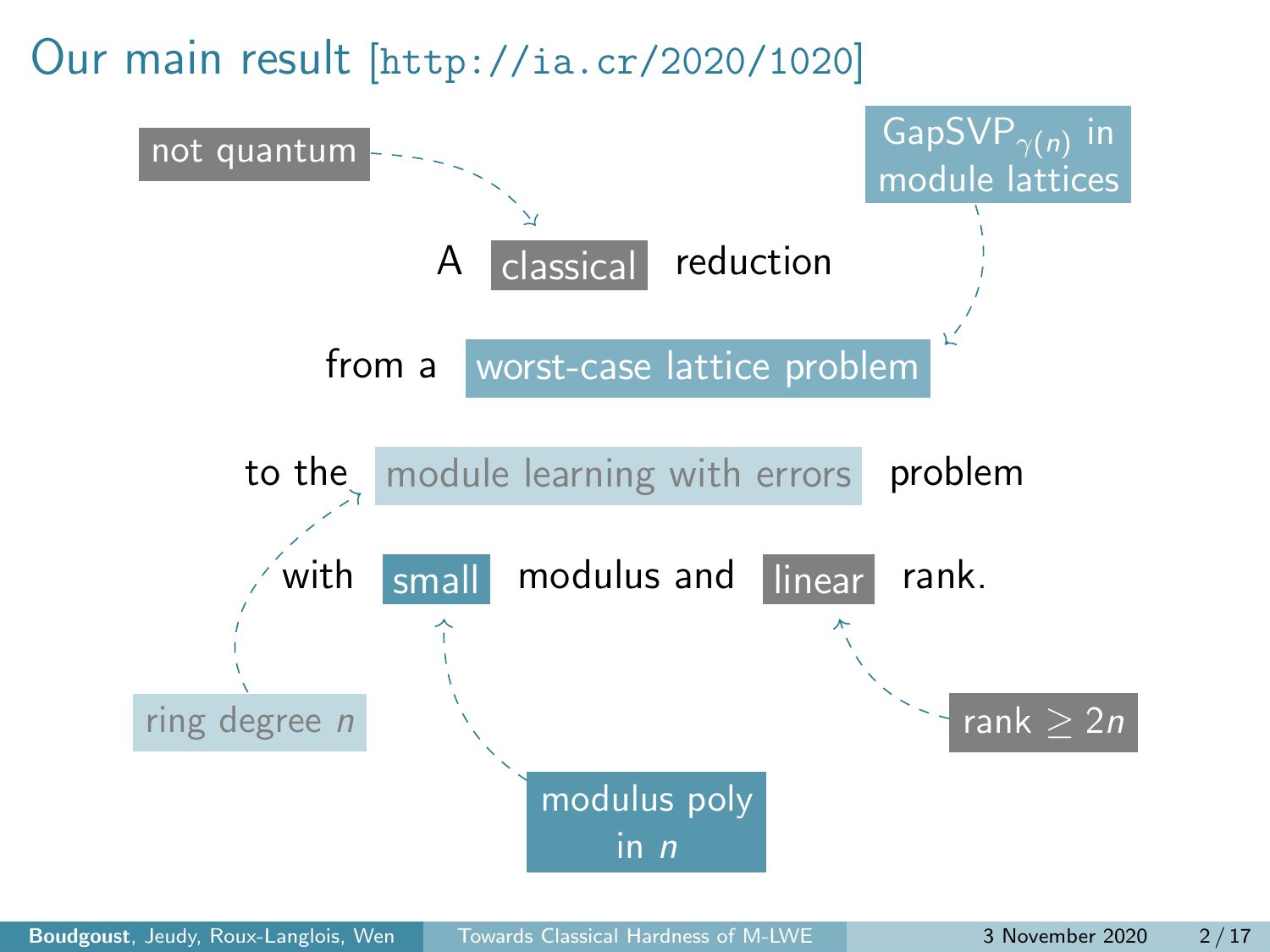# Our main result [http://ia.cr/2020/1020]

A classical reduction

from a worst-case lattice problem

to the module learning with errors problem

with small modulus and linear rank.

- classical: not quantum
- worst-case lattice problem: $\text{GapSVP}_{\gamma(n)}$ in module lattices
- module learning with errors: ring degree $n$
- small: modulus poly in $n$
- linear: rank $\geq 2n$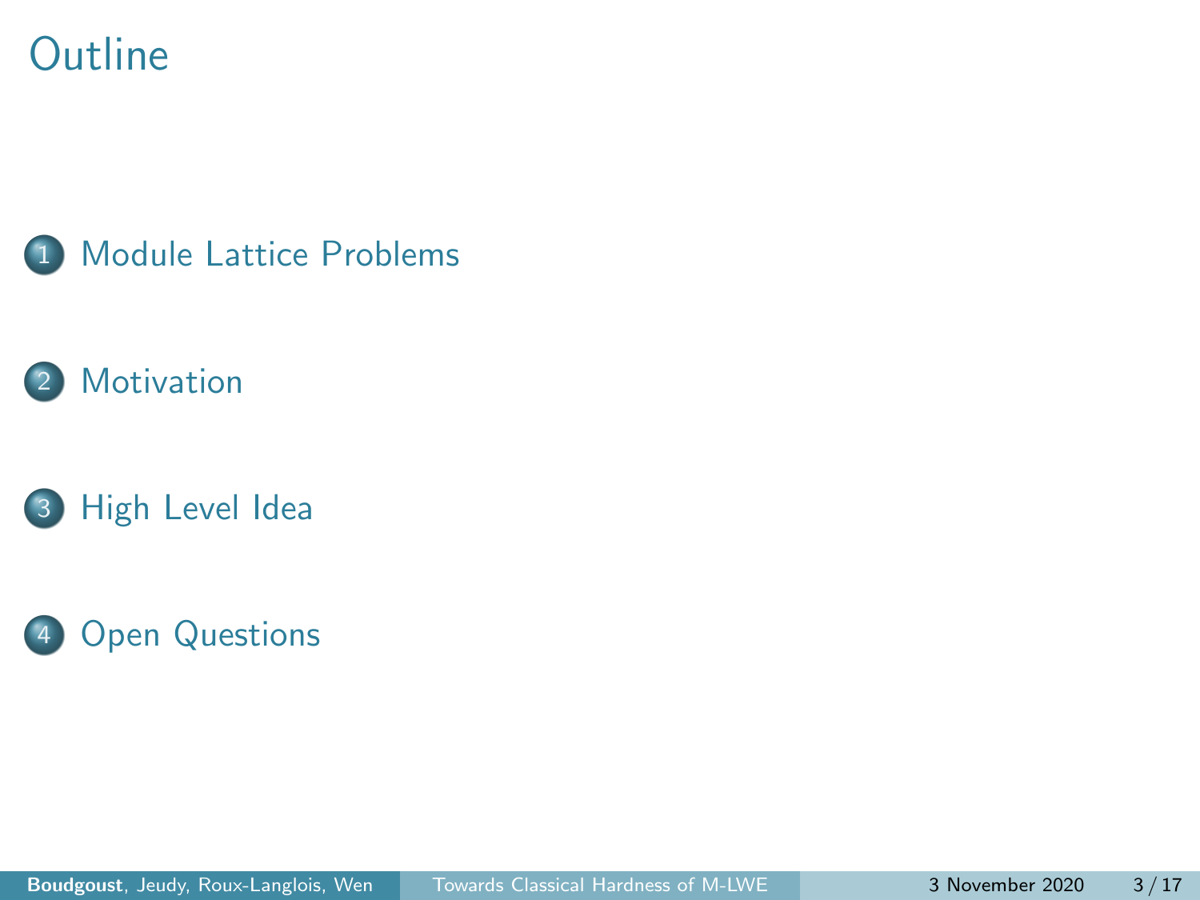# Outline

1. Module Lattice Problems
2. Motivation
3. High Level Idea
4. Open Questions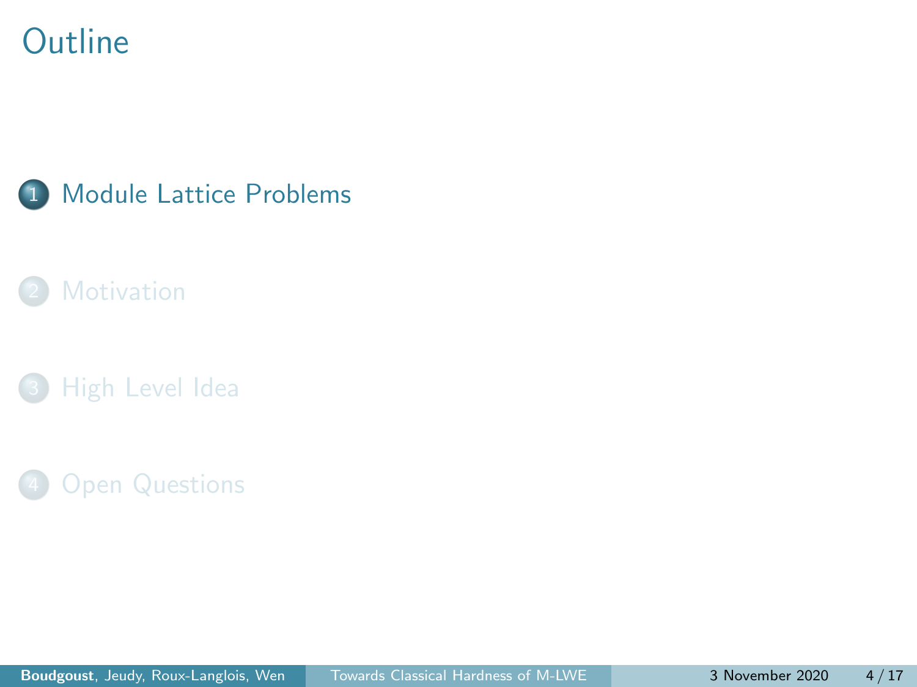# Outline

1. Module Lattice Problems
2. Motivation
3. High Level Idea
4. Open Questions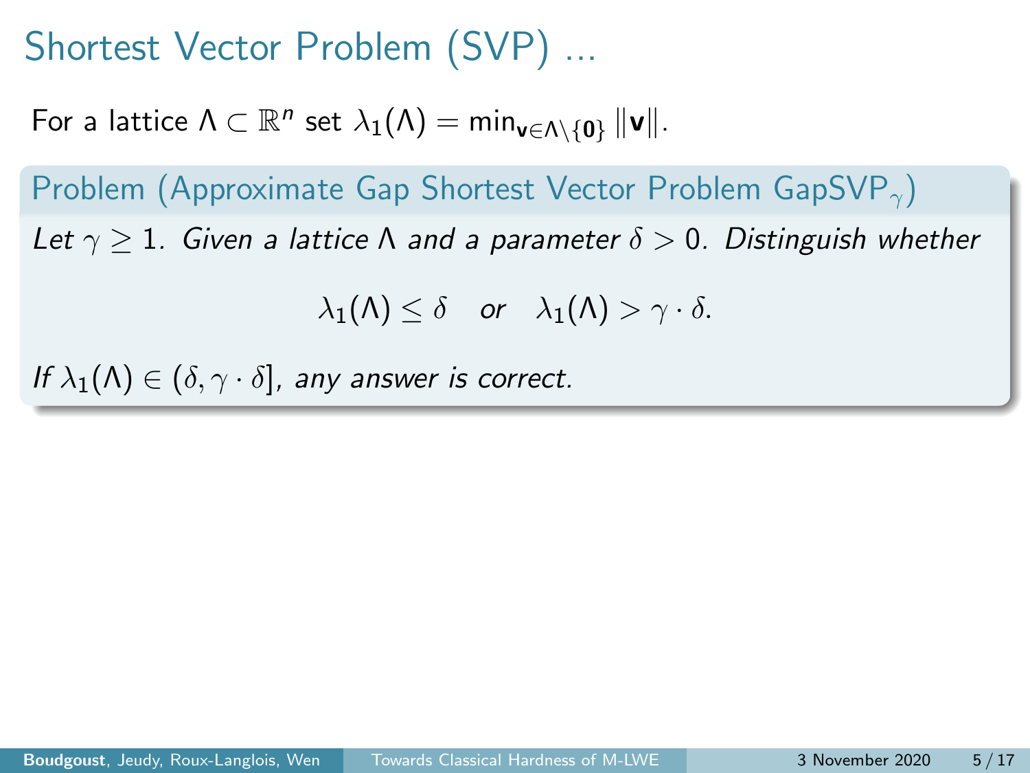# Shortest Vector Problem (SVP) ...

For a lattice $\Lambda \subset \mathbb{R}^n$ set $\lambda_1(\Lambda) = \min_{\mathbf{v} \in \Lambda \setminus \{\mathbf{0}\}} \|\mathbf{v}\|$.

**Problem (Approximate Gap Shortest Vector Problem GapSVP$_\gamma$)**

*Let $\gamma \geq 1$. Given a lattice $\Lambda$ and a parameter $\delta > 0$. Distinguish whether*

$$\lambda_1(\Lambda) \leq \delta \quad \text{or} \quad \lambda_1(\Lambda) > \gamma \cdot \delta.$$

*If $\lambda_1(\Lambda) \in (\delta, \gamma \cdot \delta]$, any answer is correct.*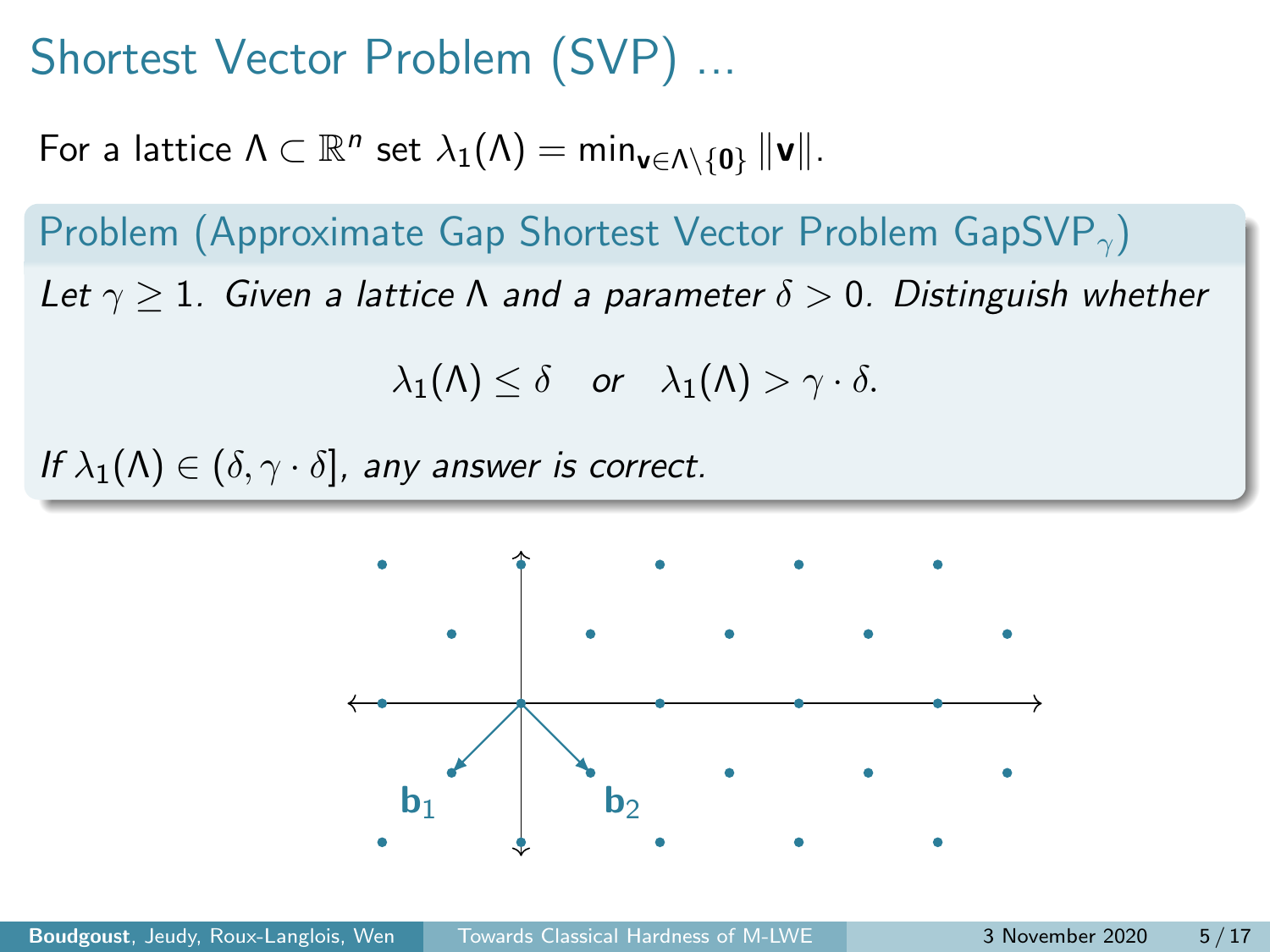# Shortest Vector Problem (SVP) ...

For a lattice $\Lambda \subset \mathbb{R}^n$ set $\lambda_1(\Lambda) = \min_{\mathbf{v} \in \Lambda \setminus \{\mathbf{0}\}} \|\mathbf{v}\|$.

**Problem (Approximate Gap Shortest Vector Problem $\mathsf{GapSVP}_\gamma$)**

*Let $\gamma \geq 1$. Given a lattice $\Lambda$ and a parameter $\delta > 0$. Distinguish whether*

$$\lambda_1(\Lambda) \leq \delta \quad \text{or} \quad \lambda_1(\Lambda) > \gamma \cdot \delta.$$

*If $\lambda_1(\Lambda) \in (\delta, \gamma \cdot \delta]$, any answer is correct.*

$\mathbf{b}_1$ $\mathbf{b}_2$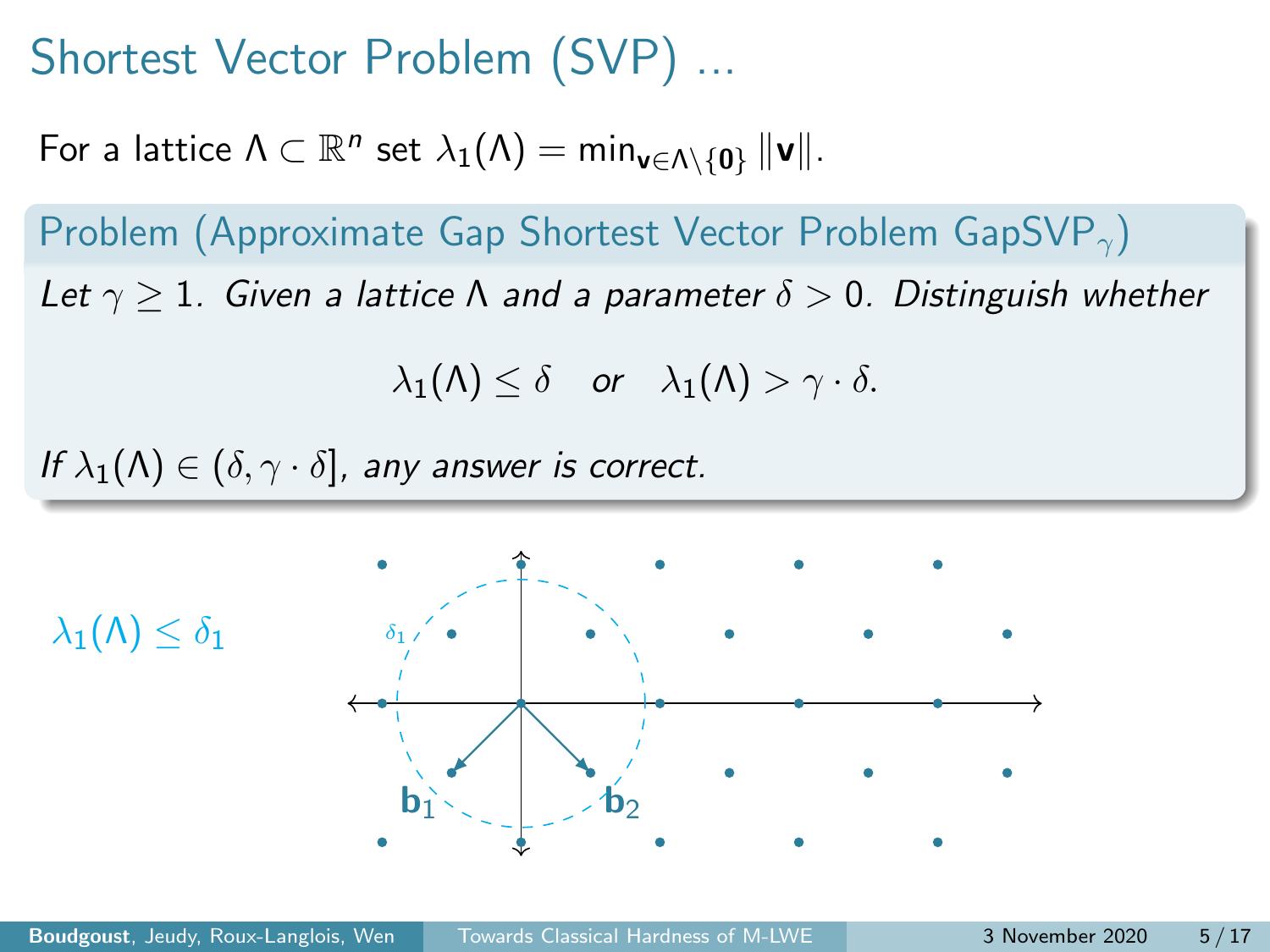# Shortest Vector Problem (SVP) ...

For a lattice $\Lambda \subset \mathbb{R}^n$ set $\lambda_1(\Lambda) = \min_{\mathbf{v} \in \Lambda \setminus \{\mathbf{0}\}} \|\mathbf{v}\|$.

**Problem (Approximate Gap Shortest Vector Problem GapSVP$_\gamma$)**

*Let $\gamma \geq 1$. Given a lattice $\Lambda$ and a parameter $\delta > 0$. Distinguish whether*

$$\lambda_1(\Lambda) \leq \delta \quad \text{or} \quad \lambda_1(\Lambda) > \gamma \cdot \delta.$$

*If $\lambda_1(\Lambda) \in (\delta, \gamma \cdot \delta]$, any answer is correct.*

$\lambda_1(\Lambda) \leq \delta_1$

$\delta_1$

$\mathbf{b}_1$ $\mathbf{b}_2$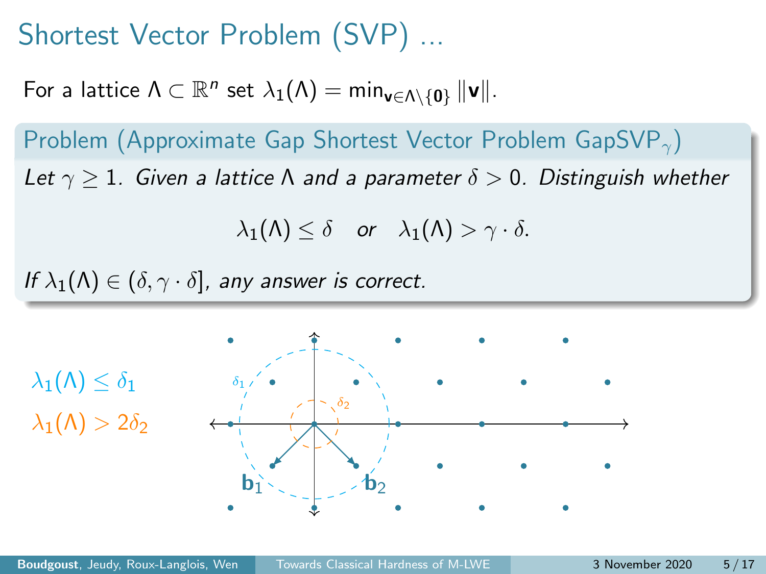# Shortest Vector Problem (SVP) ...

For a lattice $\Lambda \subset \mathbb{R}^n$ set $\lambda_1(\Lambda) = \min_{\mathbf{v} \in \Lambda \setminus \{\mathbf{0}\}} \|\mathbf{v}\|$.

**Problem (Approximate Gap Shortest Vector Problem $\text{GapSVP}_\gamma$)**

*Let $\gamma \geq 1$. Given a lattice $\Lambda$ and a parameter $\delta > 0$. Distinguish whether*

$$\lambda_1(\Lambda) \leq \delta \quad \text{or} \quad \lambda_1(\Lambda) > \gamma \cdot \delta.$$

*If $\lambda_1(\Lambda) \in (\delta, \gamma \cdot \delta]$, any answer is correct.*

$\lambda_1(\Lambda) \leq \delta_1$

$\lambda_1(\Lambda) > 2\delta_2$

$\delta_1$ $\delta_2$ $\mathbf{b}_1$ $\mathbf{b}_2$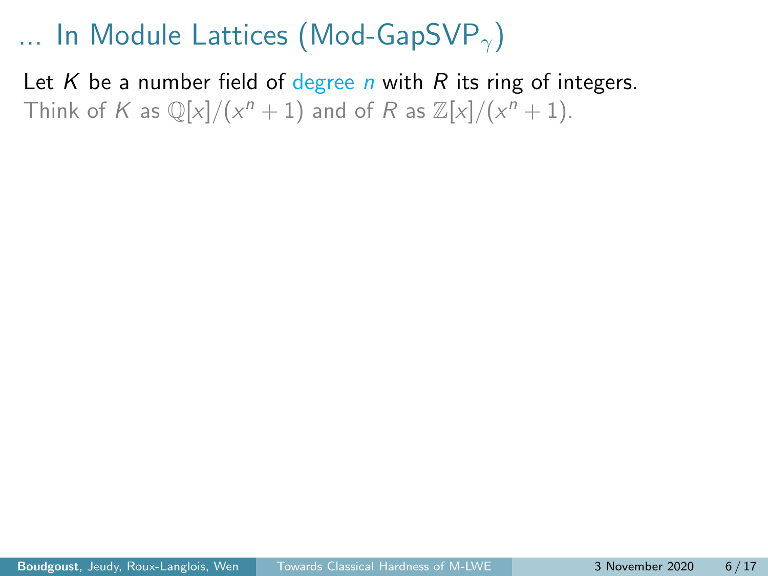# … In Module Lattices (Mod-GapSVP$_\gamma$)

Let $K$ be a number field of degree $n$ with $R$ its ring of integers.
Think of $K$ as $\mathbb{Q}[x]/(x^n + 1)$ and of $R$ as $\mathbb{Z}[x]/(x^n + 1)$.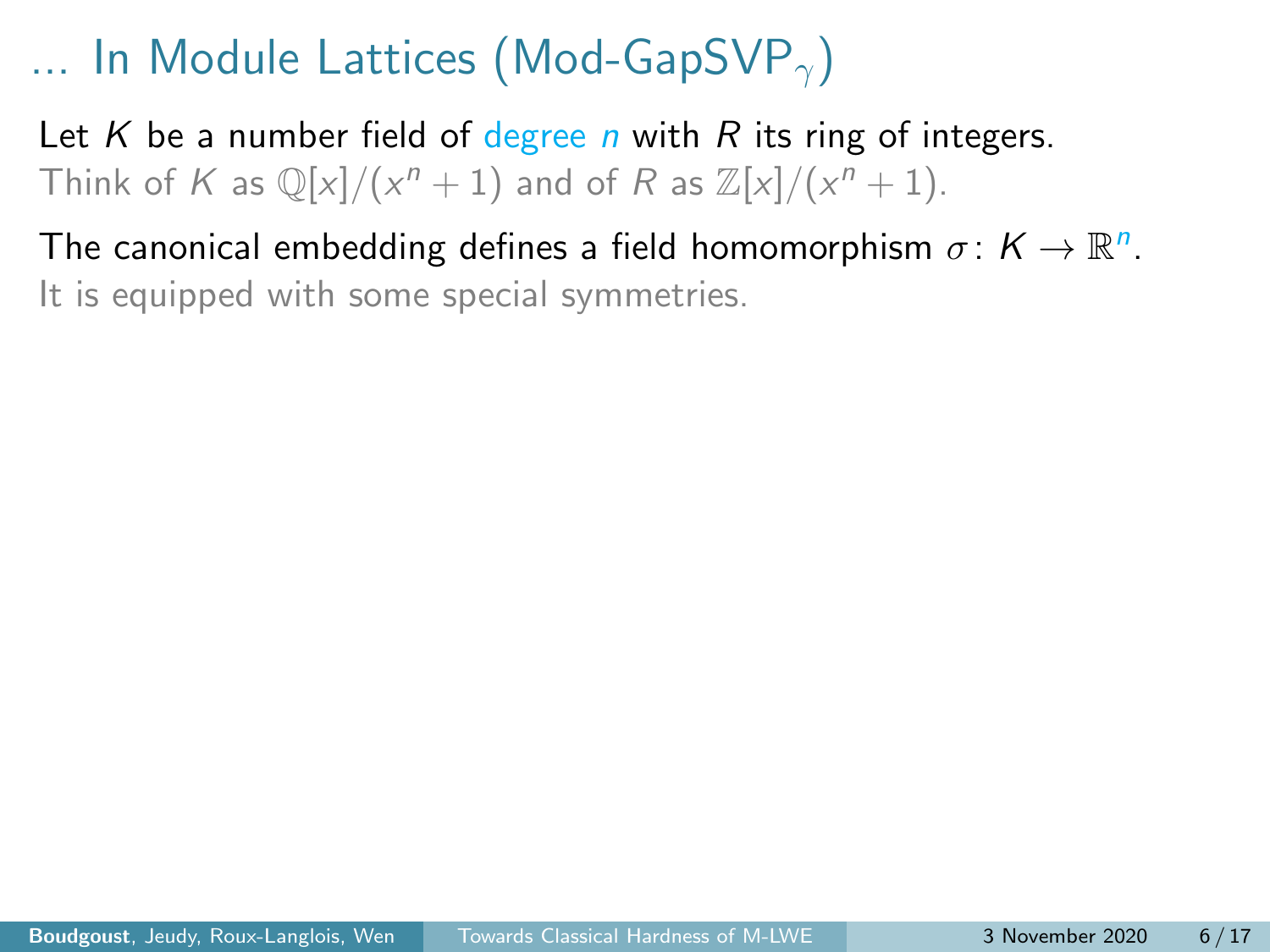# … In Module Lattices (Mod-GapSVP$_\gamma$)

Let $K$ be a number field of degree $n$ with $R$ its ring of integers.
Think of $K$ as $\mathbb{Q}[x]/(x^n + 1)$ and of $R$ as $\mathbb{Z}[x]/(x^n + 1)$.

The canonical embedding defines a field homomorphism $\sigma\colon K \to \mathbb{R}^n$.
It is equipped with some special symmetries.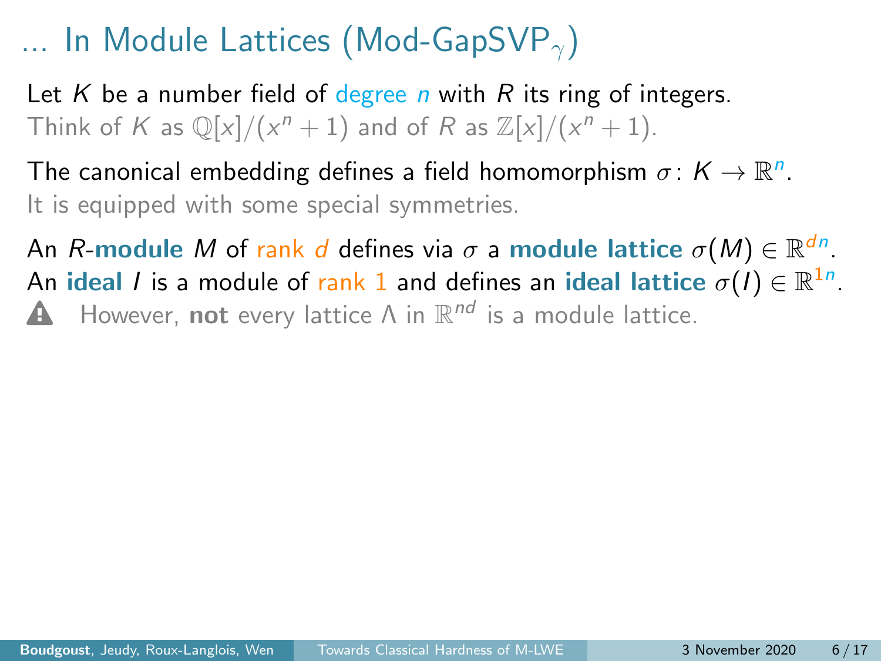# ... In Module Lattices (Mod-GapSVP$_\gamma$)

Let $K$ be a number field of degree $n$ with $R$ its ring of integers.
Think of $K$ as $\mathbb{Q}[x]/(x^n + 1)$ and of $R$ as $\mathbb{Z}[x]/(x^n + 1)$.

The canonical embedding defines a field homomorphism $\sigma \colon K \to \mathbb{R}^n$.
It is equipped with some special symmetries.

An $R$-**module** $M$ of rank $d$ defines via $\sigma$ a **module lattice** $\sigma(M) \in \mathbb{R}^{dn}$.
An **ideal** $I$ is a module of rank 1 and defines an **ideal lattice** $\sigma(I) \in \mathbb{R}^{1n}$.
⚠ However, **not** every lattice $\Lambda$ in $\mathbb{R}^{nd}$ is a module lattice.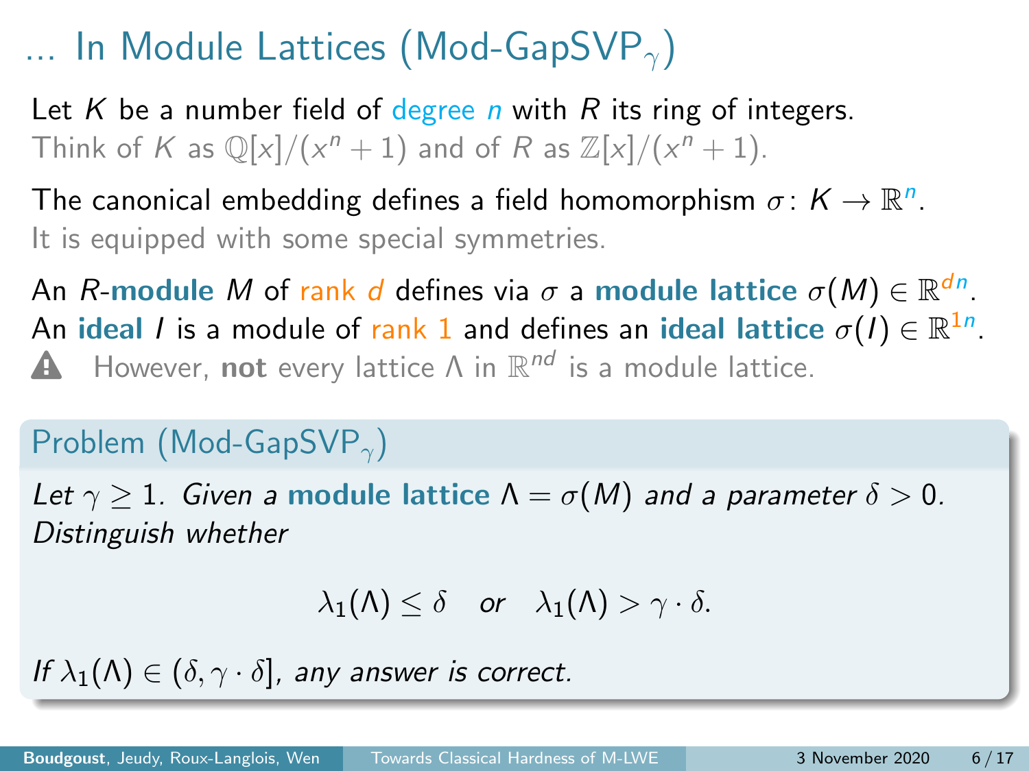# ... In Module Lattices (Mod-GapSVP$_\gamma$)

Let $K$ be a number field of degree $n$ with $R$ its ring of integers.
Think of $K$ as $\mathbb{Q}[x]/(x^n + 1)$ and of $R$ as $\mathbb{Z}[x]/(x^n + 1)$.

The canonical embedding defines a field homomorphism $\sigma \colon K \to \mathbb{R}^n$.
It is equipped with some special symmetries.

An $R$-**module** $M$ of rank $d$ defines via $\sigma$ a **module lattice** $\sigma(M) \in \mathbb{R}^{dn}$.
An **ideal** $I$ is a module of rank 1 and defines an **ideal lattice** $\sigma(I) \in \mathbb{R}^{1n}$.
⚠ However, **not** every lattice $\Lambda$ in $\mathbb{R}^{nd}$ is a module lattice.

## Problem (Mod-GapSVP$_\gamma$)

*Let $\gamma \geq 1$. Given a* **module lattice** $\Lambda = \sigma(M)$ *and a parameter* $\delta > 0$. *Distinguish whether*

$$\lambda_1(\Lambda) \leq \delta \quad \text{or} \quad \lambda_1(\Lambda) > \gamma \cdot \delta.$$

*If* $\lambda_1(\Lambda) \in (\delta, \gamma \cdot \delta]$, *any answer is correct.*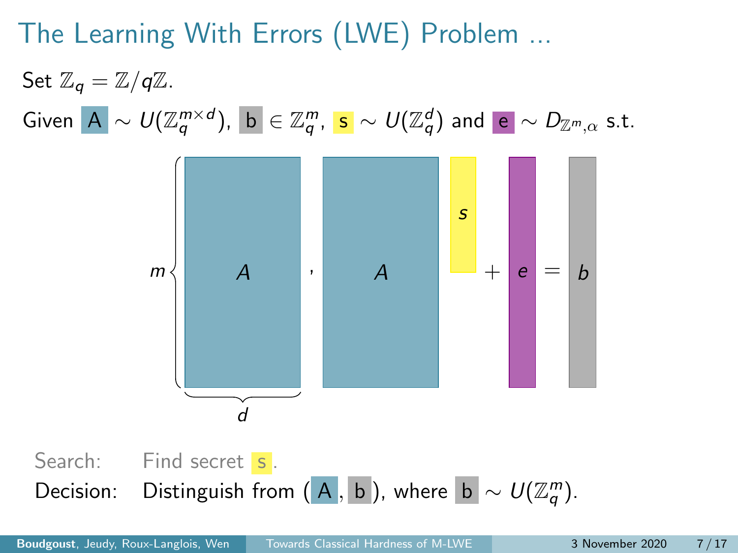# The Learning With Errors (LWE) Problem ...

Set $\mathbb{Z}_q = \mathbb{Z}/q\mathbb{Z}$.

Given $A \sim U(\mathbb{Z}_q^{m \times d})$, $b \in \mathbb{Z}_q^m$, $s \sim U(\mathbb{Z}_q^d)$ and $e \sim D_{\mathbb{Z}^m,\alpha}$ s.t.

$$\underbrace{A}_{m \times d}, \quad A \cdot s + e = b$$

Search: Find secret $s$.

Decision: Distinguish from $(A, b)$, where $b \sim U(\mathbb{Z}_q^m)$.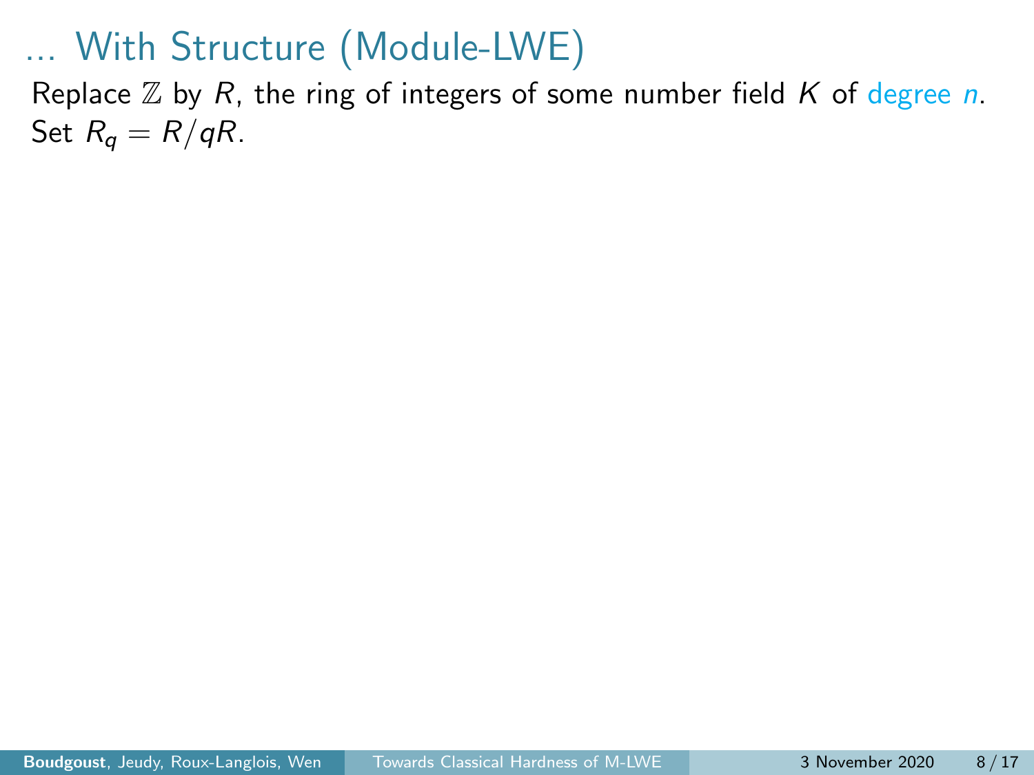# ... With Structure (Module-LWE)

Replace $\mathbb{Z}$ by $R$, the ring of integers of some number field $K$ of degree $n$.
Set $R_q = R/qR$.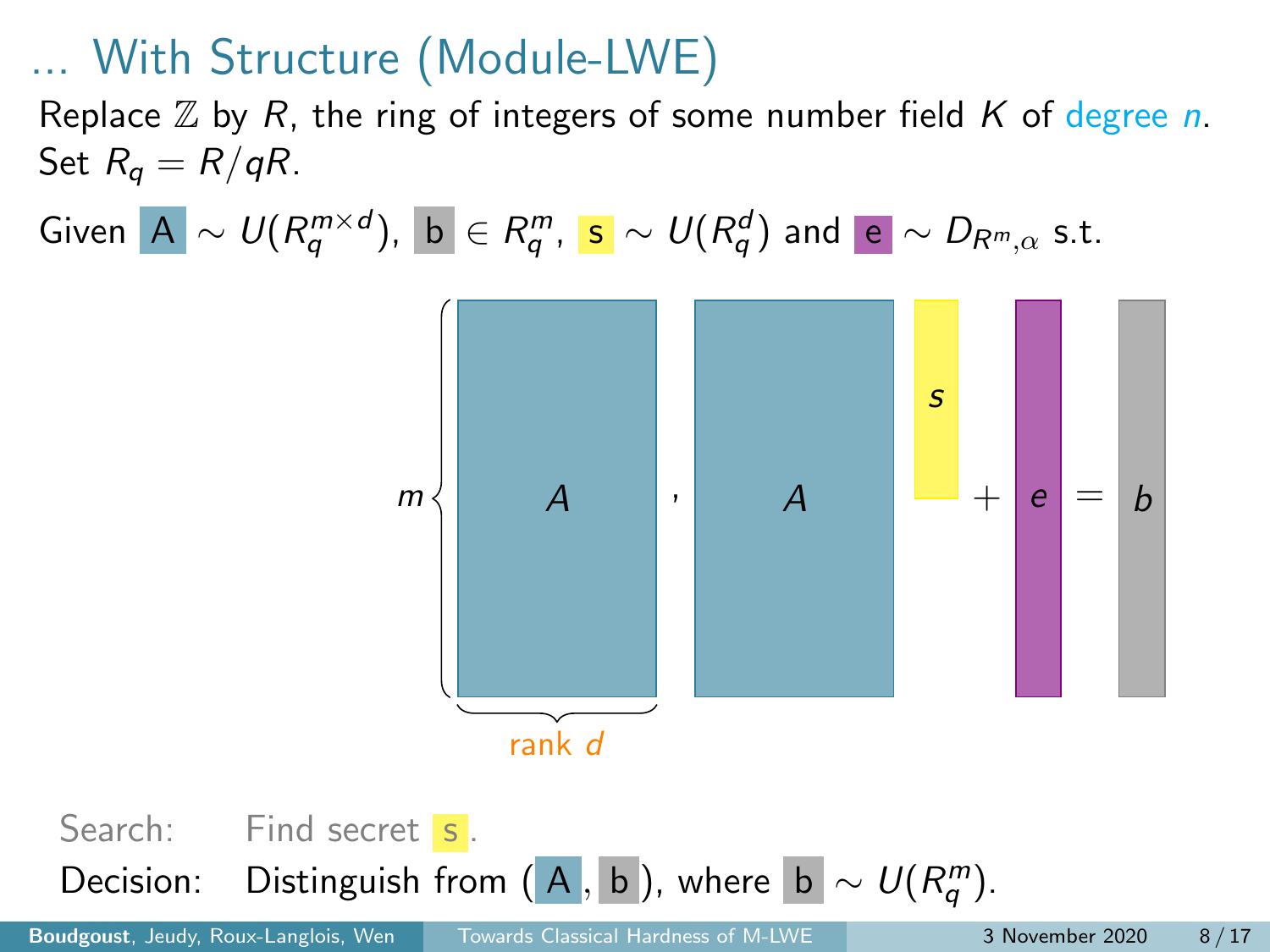# … With Structure (Module-LWE)

Replace $\mathbb{Z}$ by $R$, the ring of integers of some number field $K$ of degree $n$.
Set $R_q = R/qR$.

Given $A \sim U(R_q^{m \times d})$, $b \in R_q^m$, $s \sim U(R_q^d)$ and $e \sim D_{R^m,\alpha}$ s.t.

$$m\left\{ \underbrace{A}_{\text{rank } d} \right., \quad A \cdot s + e = b$$

Search: Find secret $s$.

Decision: Distinguish from $(A, b)$, where $b \sim U(R_q^m)$.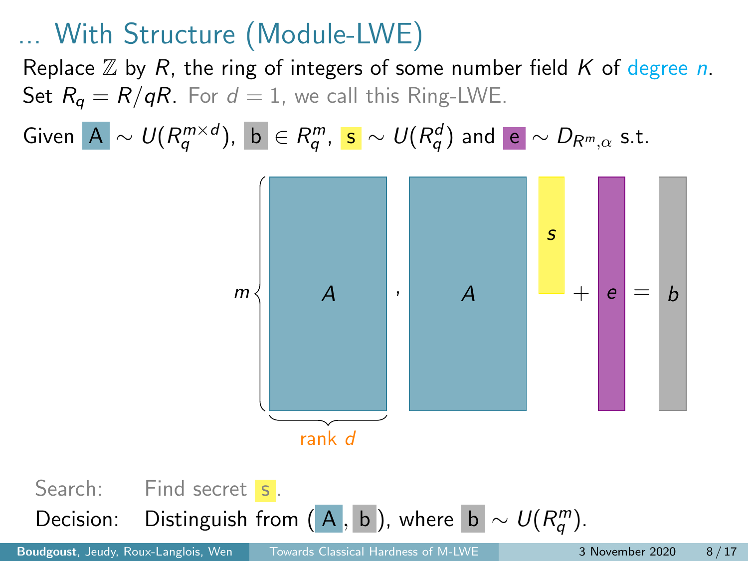# ... With Structure (Module-LWE)

Replace $\mathbb{Z}$ by $R$, the ring of integers of some number field $K$ of degree $n$.
Set $R_q = R/qR$. For $d = 1$, we call this Ring-LWE.

Given $A \sim U(R_q^{m \times d})$, $b \in R_q^m$, $s \sim U(R_q^d)$ and $e \sim D_{R^m,\alpha}$ s.t.

$$\underbrace{A}_{\text{rank } d}\ (m \text{ rows}), \quad A \cdot s + e = b$$

Search: Find secret $s$.

Decision: Distinguish from $(A, b)$, where $b \sim U(R_q^m)$.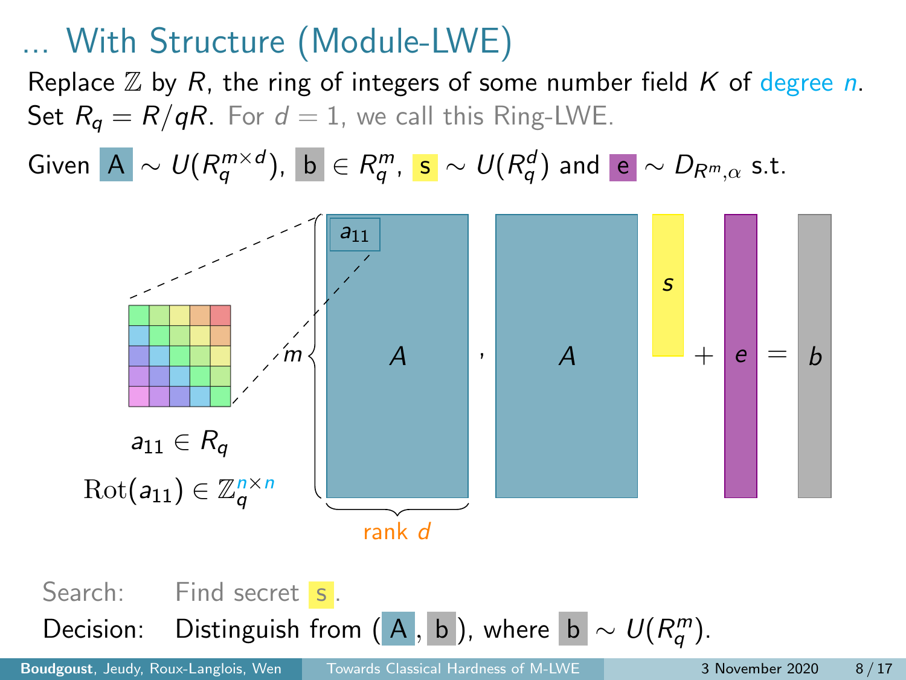# … With Structure (Module-LWE)

Replace $\mathbb{Z}$ by $R$, the ring of integers of some number field $K$ of degree $n$.
Set $R_q = R/qR$. For $d = 1$, we call this Ring-LWE.

Given $A \sim U(R_q^{m \times d})$, $b \in R_q^m$, $s \sim U(R_q^d)$ and $e \sim D_{R^m,\alpha}$ s.t.

$a_{11} \in R_q$

$\mathrm{Rot}(a_{11}) \in \mathbb{Z}_q^{n \times n}$

$$m \left\{ A \right., \quad A \cdot s + e = b$$

rank $d$

Search: Find secret $s$.

Decision: Distinguish from $(A, b)$, where $b \sim U(R_q^m)$.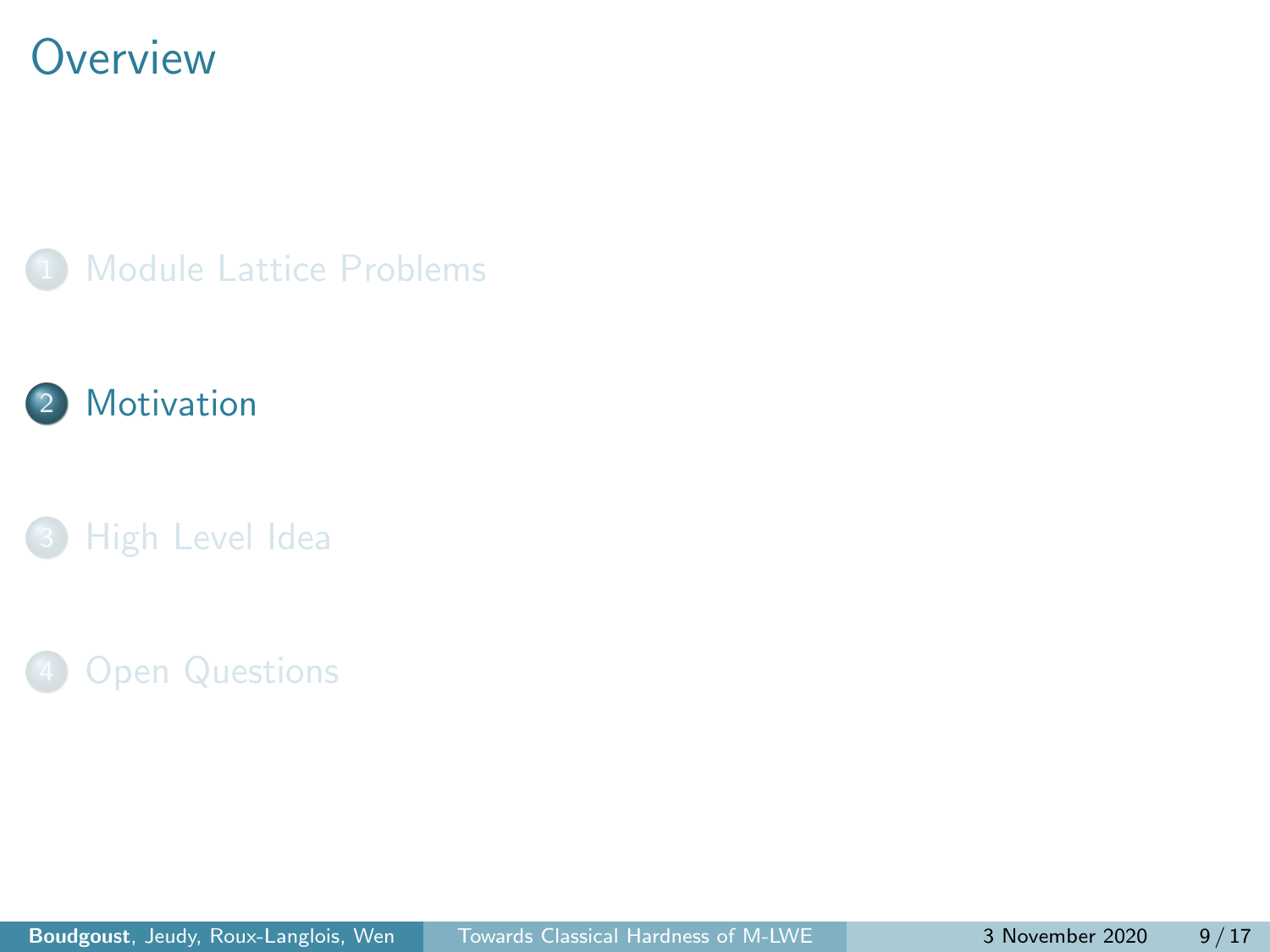# Overview

1. Module Lattice Problems
2. Motivation
3. High Level Idea
4. Open Questions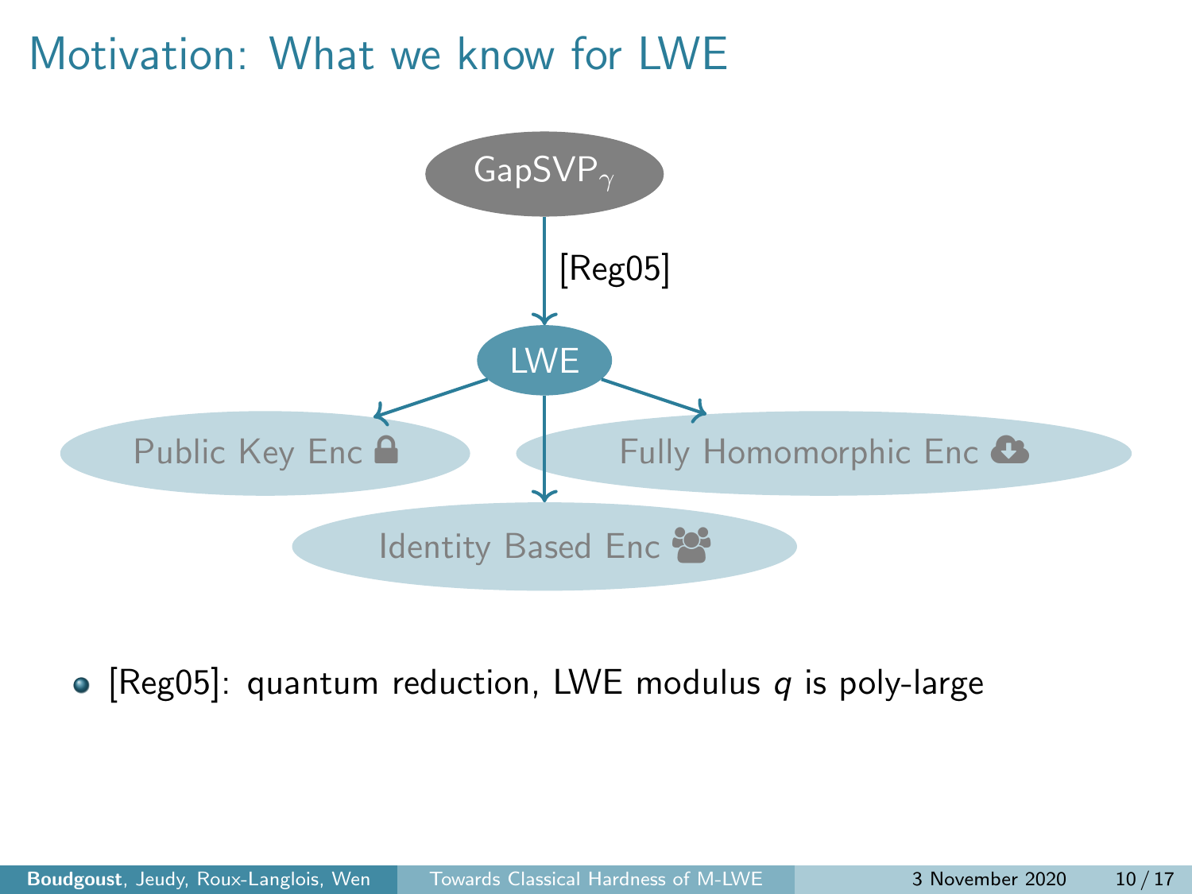# Motivation: What we know for LWE

GapSVP$_\gamma$

[Reg05]

LWE

Public Key Enc

Fully Homomorphic Enc

Identity Based Enc

- [Reg05]: quantum reduction, LWE modulus $q$ is poly-large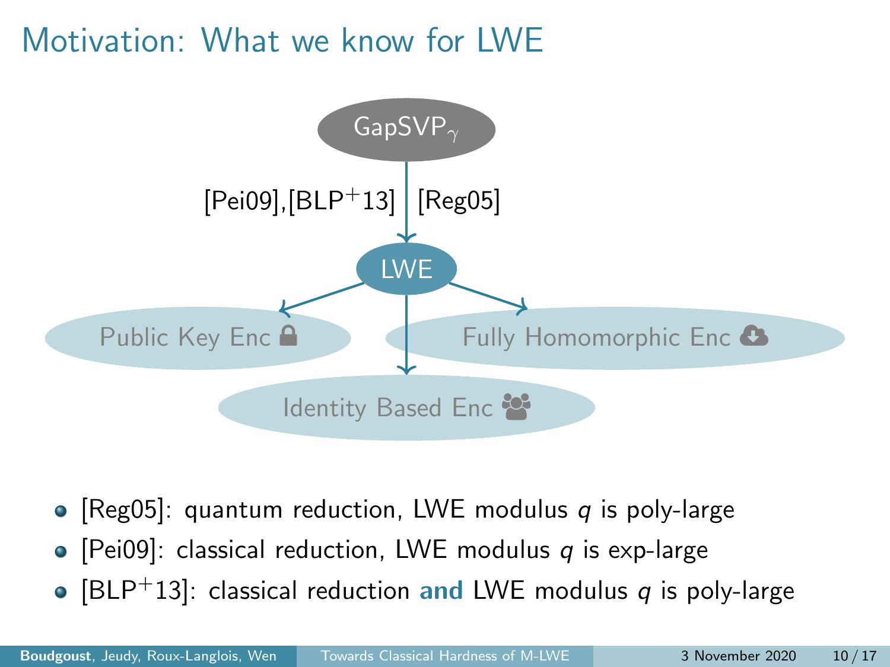# Motivation: What we know for LWE

GapSVP$_\gamma$

[Pei09],[BLP$^+$13] | [Reg05]

LWE

Public Key Enc

Fully Homomorphic Enc

Identity Based Enc

- [Reg05]: quantum reduction, LWE modulus $q$ is poly-large
- [Pei09]: classical reduction, LWE modulus $q$ is exp-large
- [BLP$^+$13]: classical reduction **and** LWE modulus $q$ is poly-large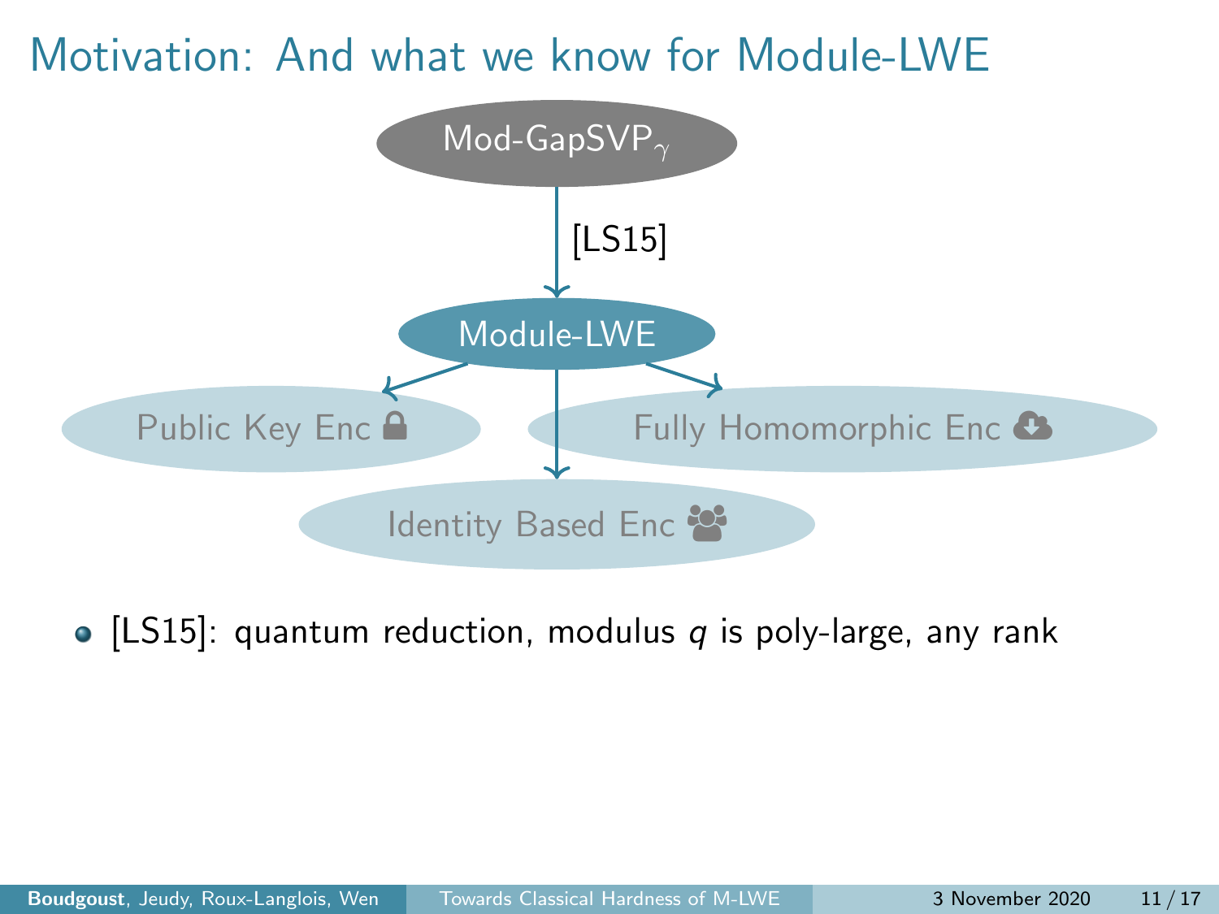# Motivation: And what we know for Module-LWE

Mod-GapSVP$_\gamma$

[LS15]

Module-LWE

Public Key Enc

Fully Homomorphic Enc

Identity Based Enc

- [LS15]: quantum reduction, modulus $q$ is poly-large, any rank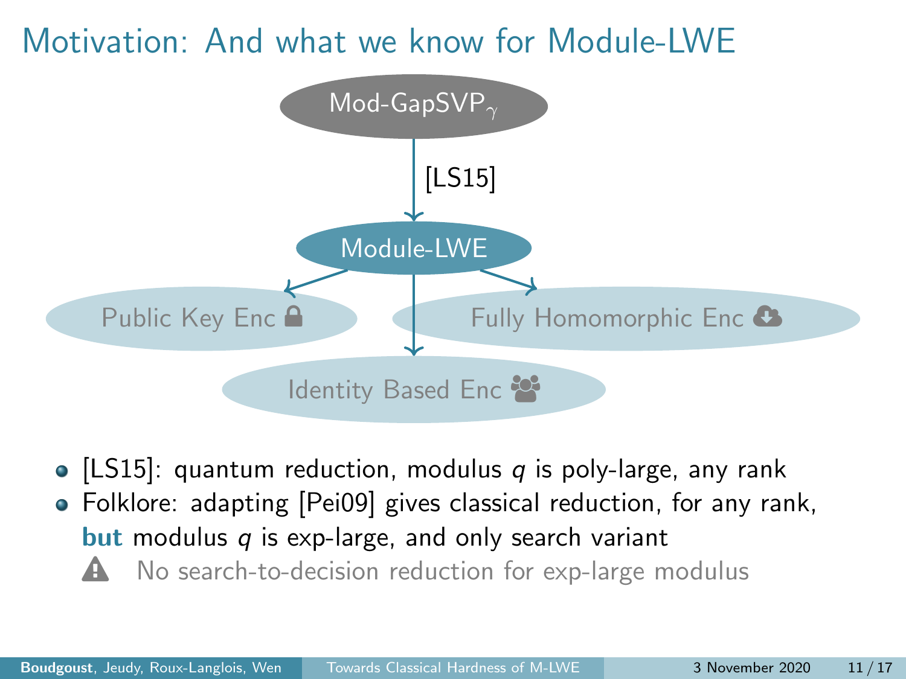# Motivation: And what we know for Module-LWE

Mod-GapSVP$_\gamma$

[LS15]

Module-LWE

Public Key Enc

Fully Homomorphic Enc

Identity Based Enc

- [LS15]: quantum reduction, modulus $q$ is poly-large, any rank
- Folklore: adapting [Pei09] gives classical reduction, for any rank, **but** modulus $q$ is exp-large, and only search variant

  ⚠ No search-to-decision reduction for exp-large modulus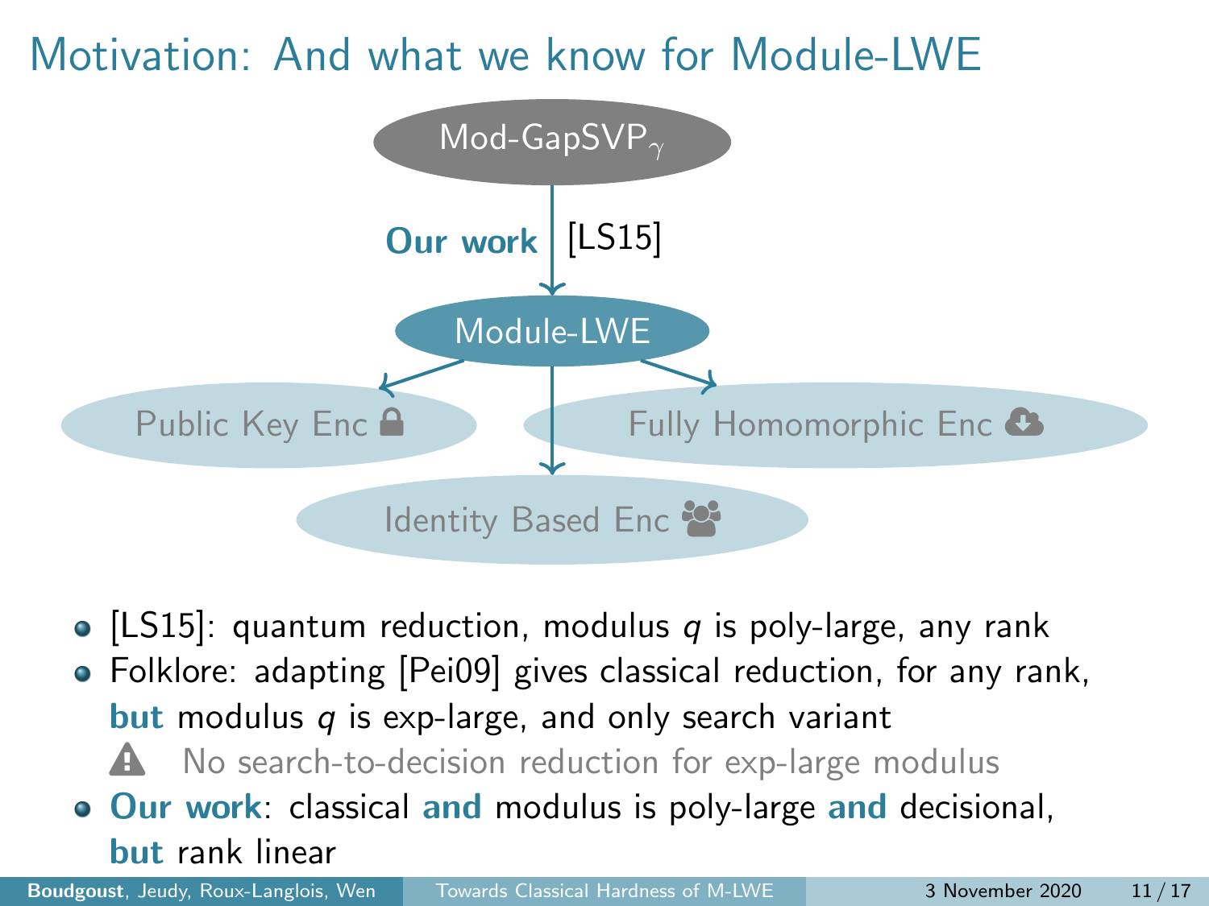# Motivation: And what we know for Module-LWE

Mod-GapSVP$_\gamma$

**Our work** | [LS15]

Module-LWE

Public Key Enc

Fully Homomorphic Enc

Identity Based Enc

- [LS15]: quantum reduction, modulus $q$ is poly-large, any rank
- Folklore: adapting [Pei09] gives classical reduction, for any rank, **but** modulus $q$ is exp-large, and only search variant
  - ⚠ No search-to-decision reduction for exp-large modulus
- **Our work**: classical **and** modulus is poly-large **and** decisional, **but** rank linear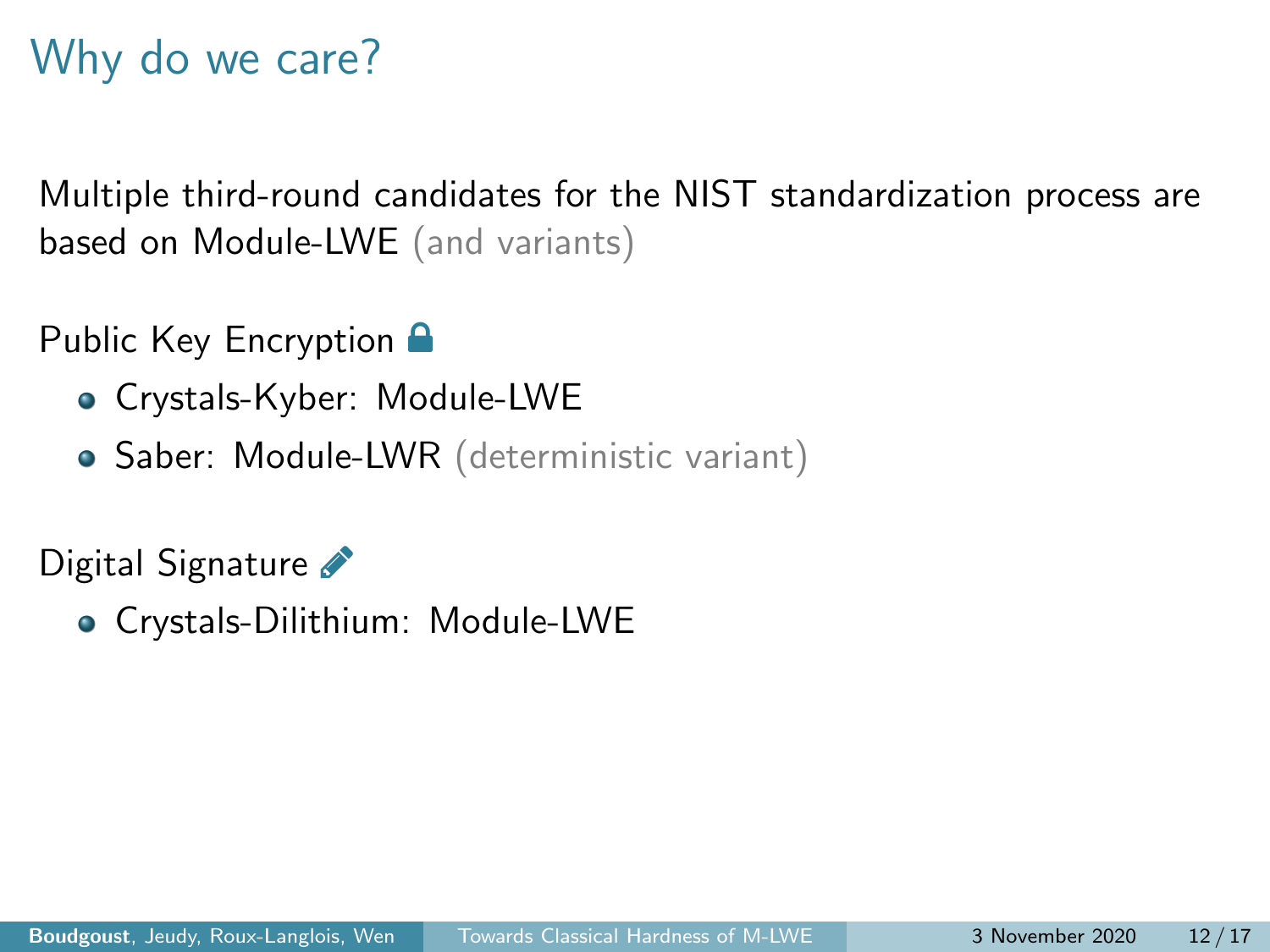# Why do we care?

Multiple third-round candidates for the NIST standardization process are based on Module-LWE (and variants)

Public Key Encryption

- Crystals-Kyber: Module-LWE
- Saber: Module-LWR (deterministic variant)

Digital Signature

- Crystals-Dilithium: Module-LWE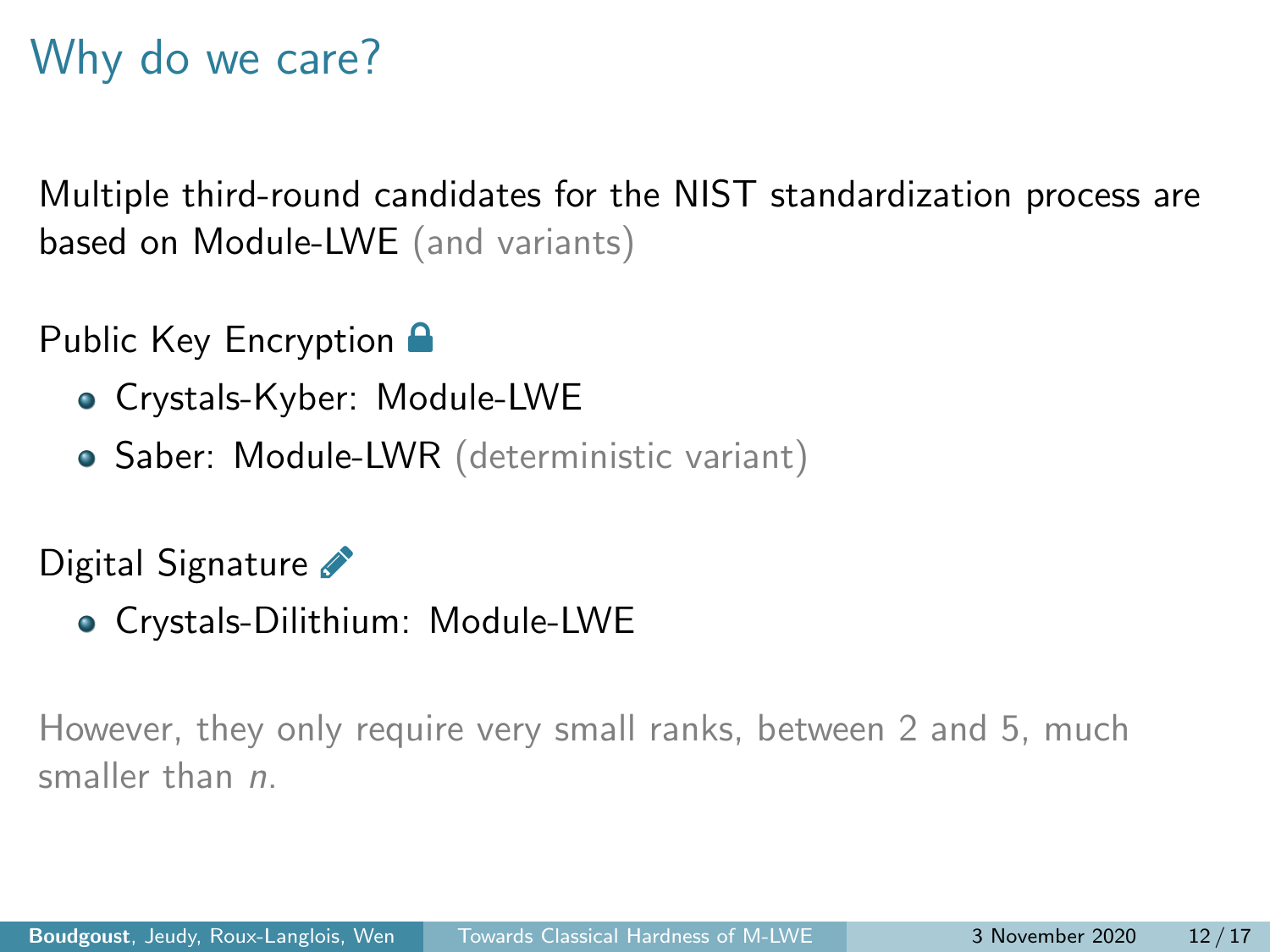# Why do we care?

Multiple third-round candidates for the NIST standardization process are based on Module-LWE (and variants)

Public Key Encryption

- Crystals-Kyber: Module-LWE
- Saber: Module-LWR (deterministic variant)

Digital Signature

- Crystals-Dilithium: Module-LWE

However, they only require very small ranks, between 2 and 5, much smaller than $n$.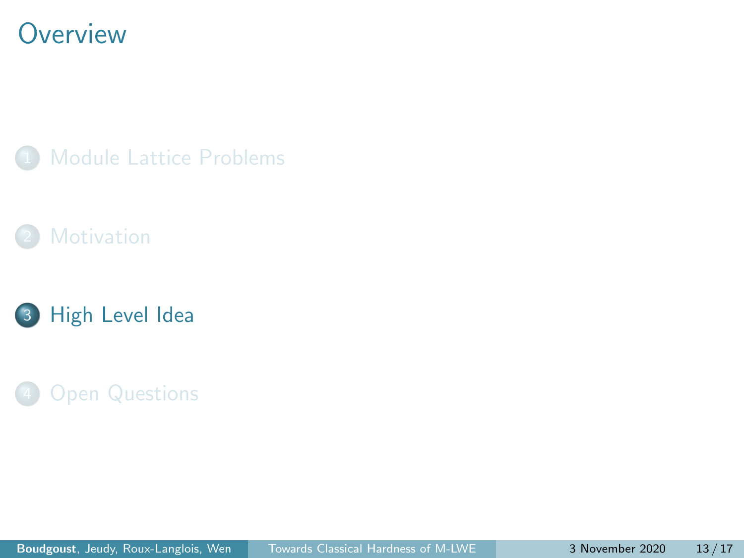# Overview

1. Module Lattice Problems
2. Motivation
3. High Level Idea
4. Open Questions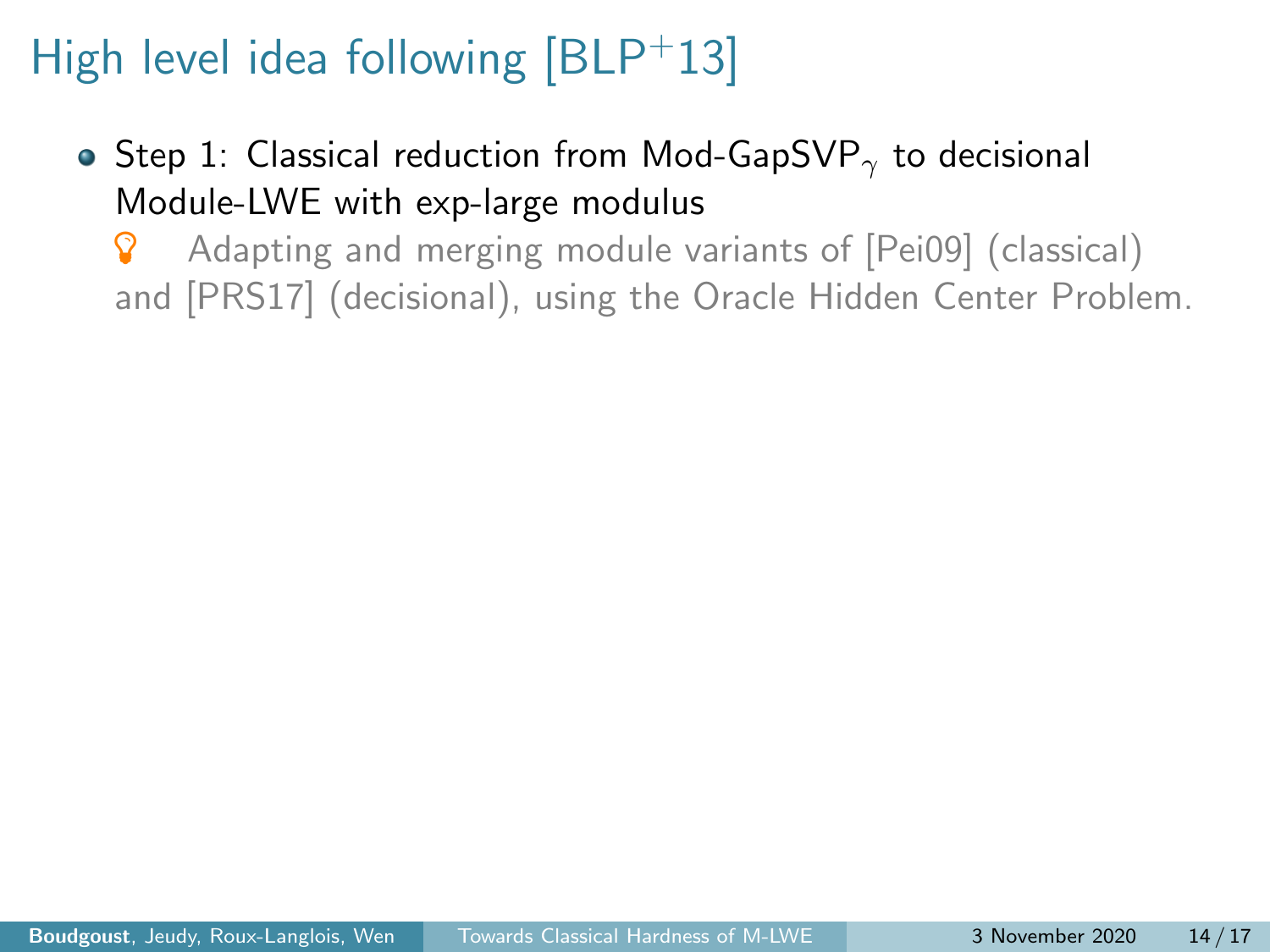# High level idea following [BLP$^{+}$13]

- Step 1: Classical reduction from Mod-GapSVP$_\gamma$ to decisional Module-LWE with exp-large modulus

  Adapting and merging module variants of [Pei09] (classical) and [PRS17] (decisional), using the Oracle Hidden Center Problem.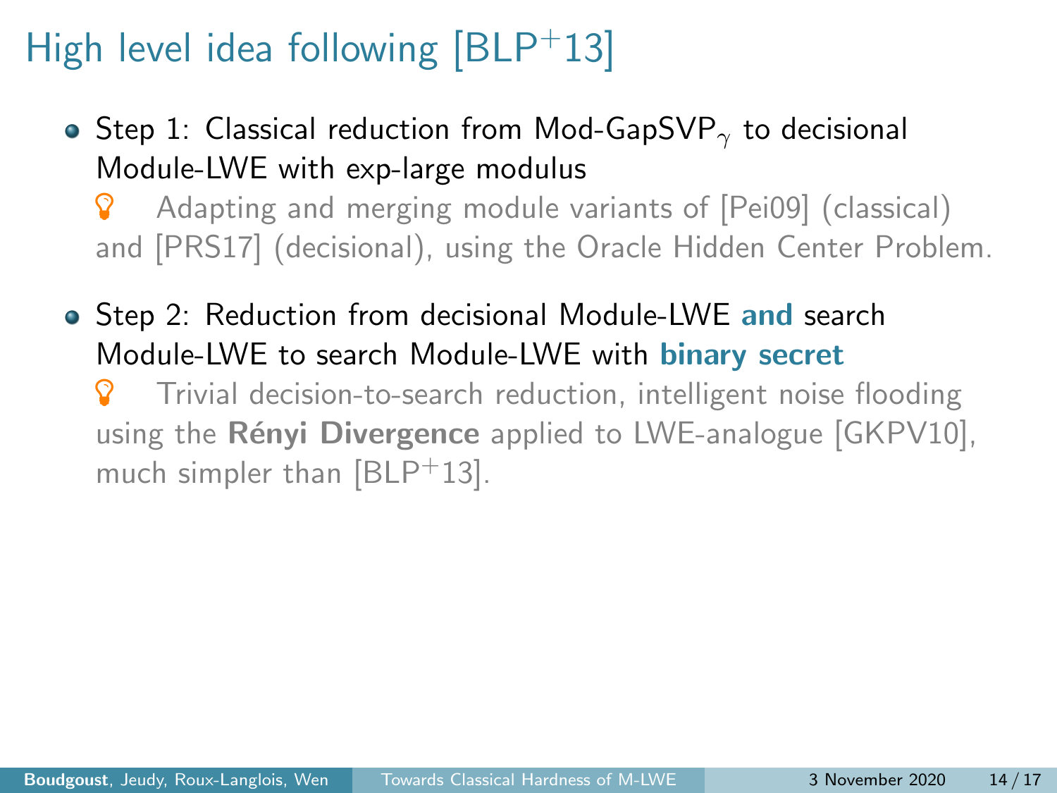# High level idea following [BLP+13]

- Step 1: Classical reduction from Mod-GapSVP$_\gamma$ to decisional Module-LWE with exp-large modulus

  💡 Adapting and merging module variants of [Pei09] (classical) and [PRS17] (decisional), using the Oracle Hidden Center Problem.

- Step 2: Reduction from decisional Module-LWE **and** search Module-LWE to search Module-LWE with **binary secret**

  💡 Trivial decision-to-search reduction, intelligent noise flooding using the **Rényi Divergence** applied to LWE-analogue [GKPV10], much simpler than [BLP+13].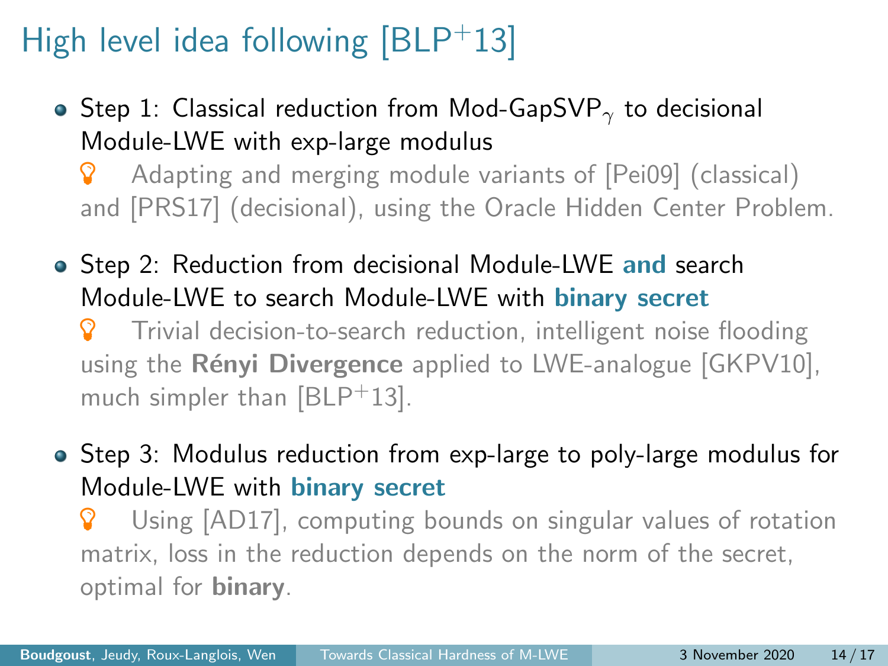# High level idea following [BLP$^+$13]

- Step 1: Classical reduction from Mod-GapSVP$_\gamma$ to decisional Module-LWE with exp-large modulus

  Adapting and merging module variants of [Pei09] (classical) and [PRS17] (decisional), using the Oracle Hidden Center Problem.

- Step 2: Reduction from decisional Module-LWE **and** search Module-LWE to search Module-LWE with **binary secret**

  Trivial decision-to-search reduction, intelligent noise flooding using the **Rényi Divergence** applied to LWE-analogue [GKPV10], much simpler than [BLP$^+$13].

- Step 3: Modulus reduction from exp-large to poly-large modulus for Module-LWE with **binary secret**

  Using [AD17], computing bounds on singular values of rotation matrix, loss in the reduction depends on the norm of the secret, optimal for **binary**.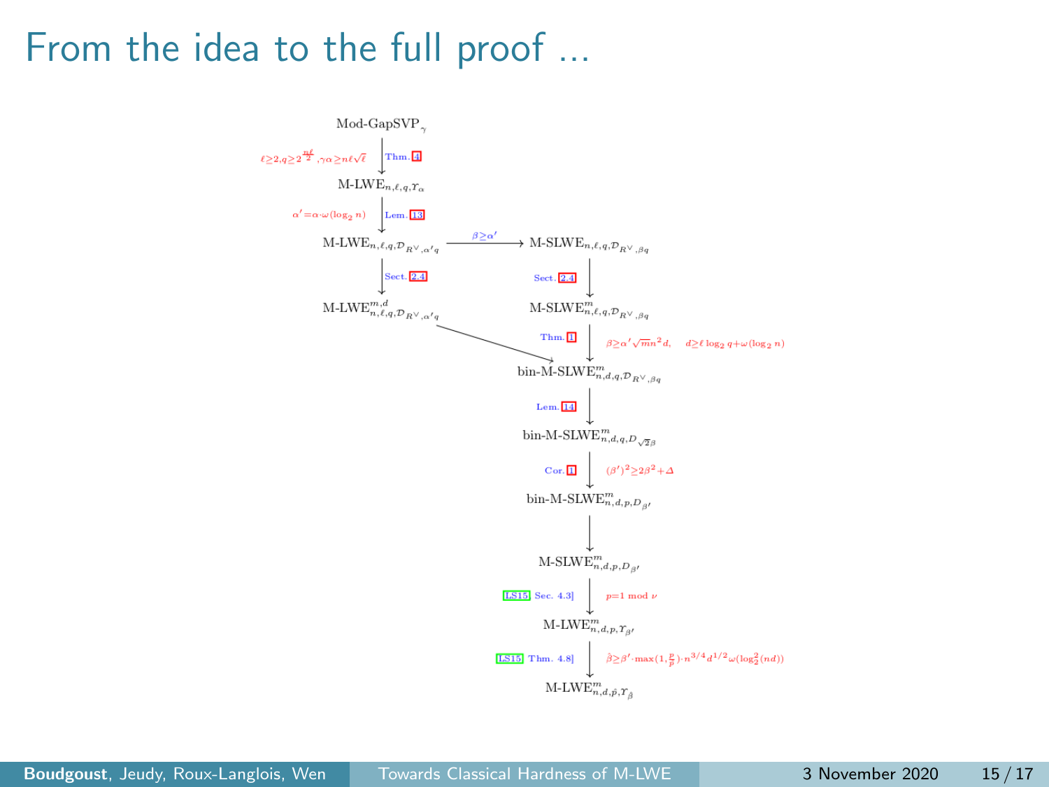# From the idea to the full proof ...

$\text{Mod-GapSVP}_\gamma$

↓ Thm. 4 — $\ell \geq 2, q \geq 2^{\frac{n\ell}{2}}, \gamma\alpha \geq n\ell\sqrt{\ell}$

$\text{M-LWE}_{n,\ell,q,\Upsilon_\alpha}$

↓ Lem. 13 — $\alpha' = \alpha \cdot \omega(\log_2 n)$

$\text{M-LWE}_{n,\ell,q,\mathcal{D}_{R^\vee,\alpha' q}}$ → ($\beta \geq \alpha'$) → $\text{M-SLWE}_{n,\ell,q,\mathcal{D}_{R^\vee,\beta q}}$

$\text{M-LWE}_{n,\ell,q,\mathcal{D}_{R^\vee,\alpha' q}}$ ↓ Sect. 2.4 → $\text{M-LWE}^{m,d}_{n,\ell,q,\mathcal{D}_{R^\vee,\alpha' q}}$ → $\text{bin-M-SLWE}^m_{n,d,q,\mathcal{D}_{R^\vee,\beta q}}$

$\text{M-SLWE}_{n,\ell,q,\mathcal{D}_{R^\vee,\beta q}}$ ↓ Sect. 2.4 → $\text{M-SLWE}^m_{n,\ell,q,\mathcal{D}_{R^\vee,\beta q}}$

↓ Thm. 1 — $\beta \geq \alpha' \sqrt{m} n^2 d, \quad d \geq \ell \log_2 q + \omega(\log_2 n)$

$\text{bin-M-SLWE}^m_{n,d,q,\mathcal{D}_{R^\vee,\beta q}}$

↓ Lem. 14

$\text{bin-M-SLWE}^m_{n,d,q,D_{\sqrt{2}\beta}}$

↓ Cor. 1 — $(\beta')^2 \geq 2\beta^2 + \Delta$

$\text{bin-M-SLWE}^m_{n,d,p,D_{\beta'}}$

↓

$\text{M-SLWE}^m_{n,d,p,D_{\beta'}}$

↓ [LS15, Sec. 4.3] — $p = 1 \bmod \nu$

$\text{M-LWE}^m_{n,d,p,\Upsilon_{\beta'}}$

↓ [LS15, Thm. 4.8] — $\hat{\beta} \geq \beta' \cdot \max(1, \frac{p}{\hat{p}}) \cdot n^{3/4} d^{1/2} \omega(\log_2^2(nd))$

$\text{M-LWE}^m_{n,d,\hat{p},\Upsilon_{\hat{\beta}}}$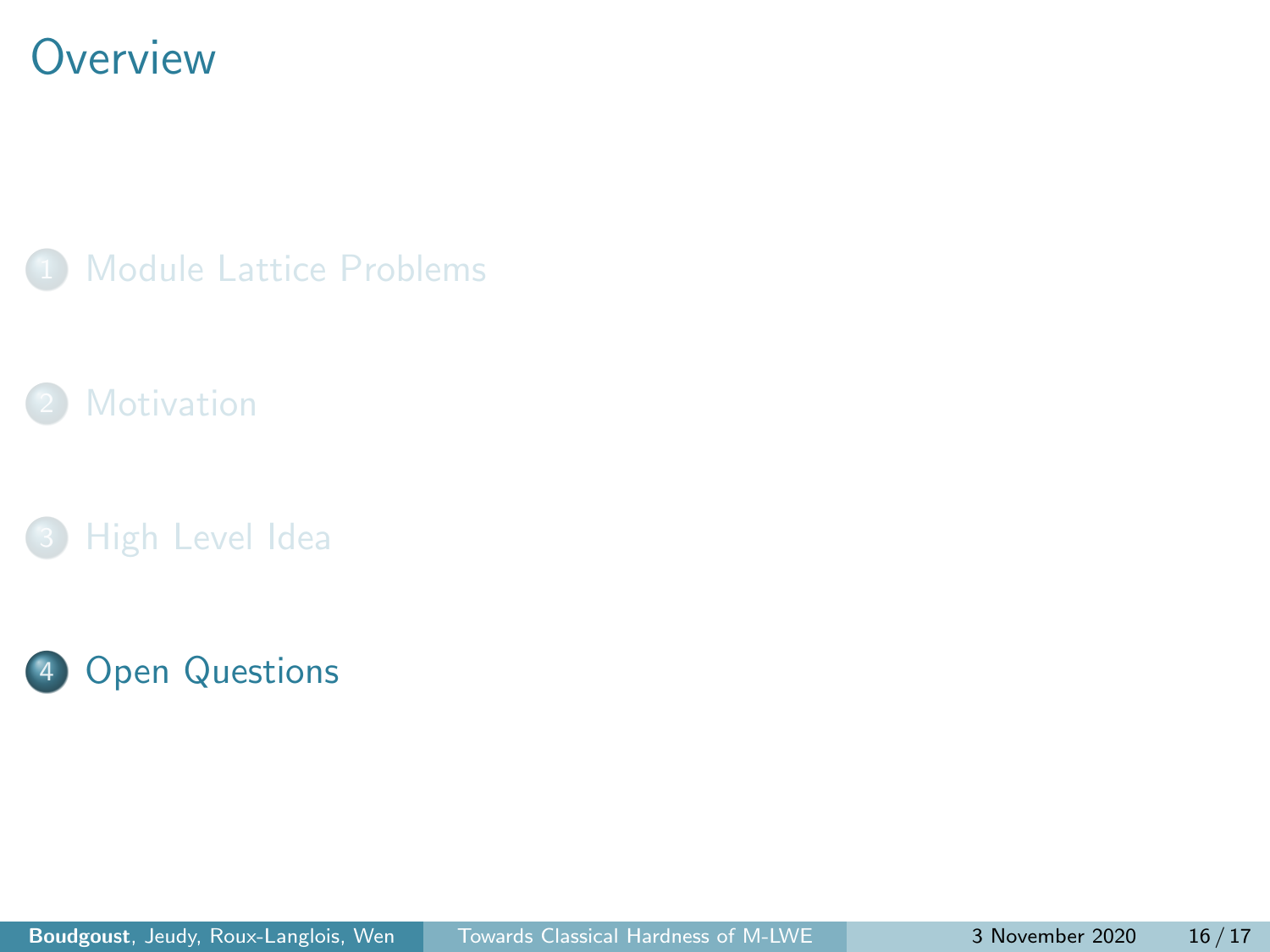# Overview

1. Module Lattice Problems
2. Motivation
3. High Level Idea
4. Open Questions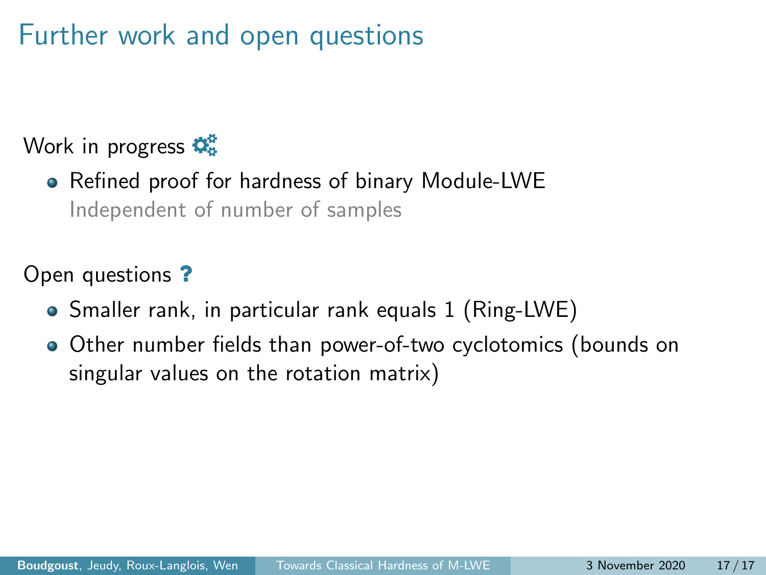# Further work and open questions

Work in progress

- Refined proof for hardness of binary Module-LWE
  Independent of number of samples

Open questions ?

- Smaller rank, in particular rank equals 1 (Ring-LWE)
- Other number fields than power-of-two cyclotomics (bounds on singular values on the rotation matrix)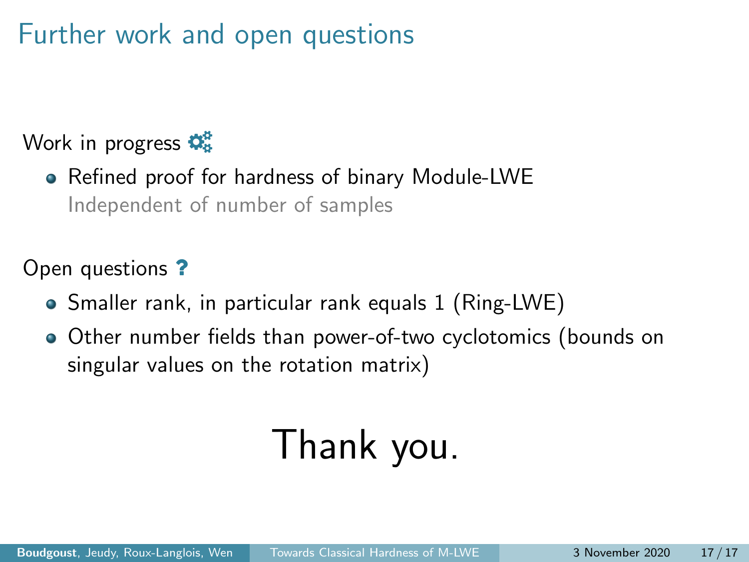# Further work and open questions

Work in progress

- Refined proof for hardness of binary Module-LWE
  Independent of number of samples

Open questions **?**

- Smaller rank, in particular rank equals 1 (Ring-LWE)
- Other number fields than power-of-two cyclotomics (bounds on singular values on the rotation matrix)

Thank you.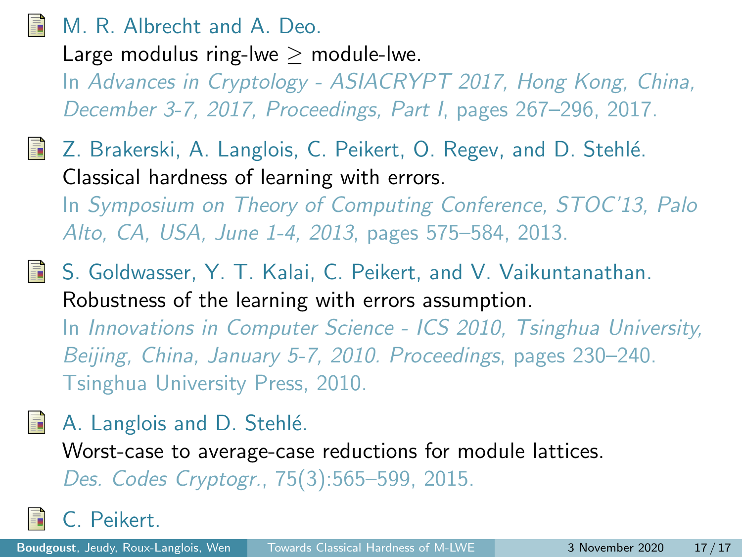- M. R. Albrecht and A. Deo.
  Large modulus ring-lwe $\geq$ module-lwe.
  In *Advances in Cryptology - ASIACRYPT 2017, Hong Kong, China, December 3-7, 2017, Proceedings, Part I*, pages 267–296, 2017.

- Z. Brakerski, A. Langlois, C. Peikert, O. Regev, and D. Stehlé.
  Classical hardness of learning with errors.
  In *Symposium on Theory of Computing Conference, STOC'13, Palo Alto, CA, USA, June 1-4, 2013*, pages 575–584, 2013.

- S. Goldwasser, Y. T. Kalai, C. Peikert, and V. Vaikuntanathan.
  Robustness of the learning with errors assumption.
  In *Innovations in Computer Science - ICS 2010, Tsinghua University, Beijing, China, January 5-7, 2010. Proceedings*, pages 230–240. Tsinghua University Press, 2010.

- A. Langlois and D. Stehlé.
  Worst-case to average-case reductions for module lattices.
  *Des. Codes Cryptogr.*, 75(3):565–599, 2015.

- C. Peikert.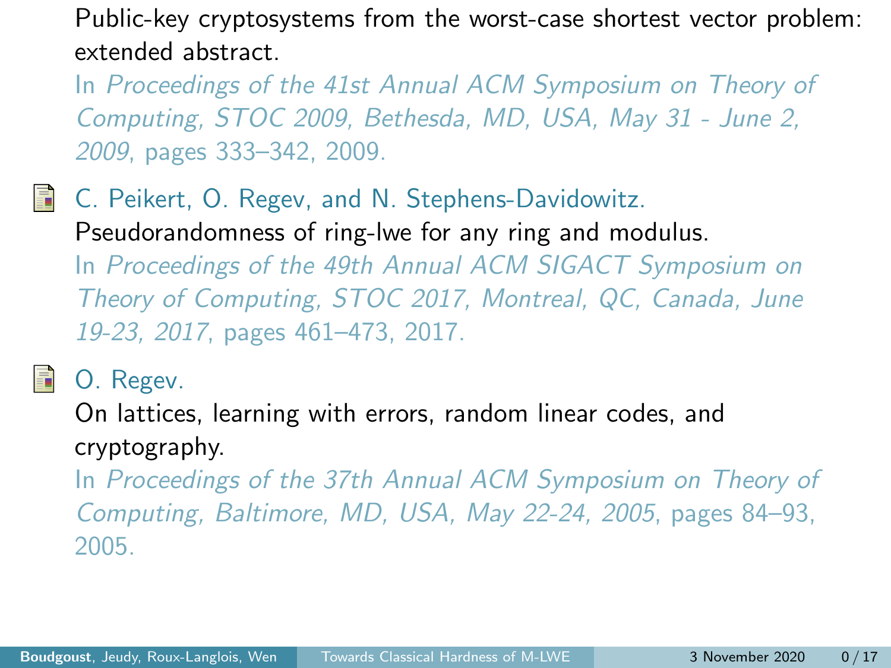Public-key cryptosystems from the worst-case shortest vector problem: extended abstract.
In *Proceedings of the 41st Annual ACM Symposium on Theory of Computing, STOC 2009, Bethesda, MD, USA, May 31 - June 2, 2009*, pages 333–342, 2009.

C. Peikert, O. Regev, and N. Stephens-Davidowitz.
Pseudorandomness of ring-lwe for any ring and modulus.
In *Proceedings of the 49th Annual ACM SIGACT Symposium on Theory of Computing, STOC 2017, Montreal, QC, Canada, June 19-23, 2017*, pages 461–473, 2017.

O. Regev.
On lattices, learning with errors, random linear codes, and cryptography.
In *Proceedings of the 37th Annual ACM Symposium on Theory of Computing, Baltimore, MD, USA, May 22-24, 2005*, pages 84–93, 2005.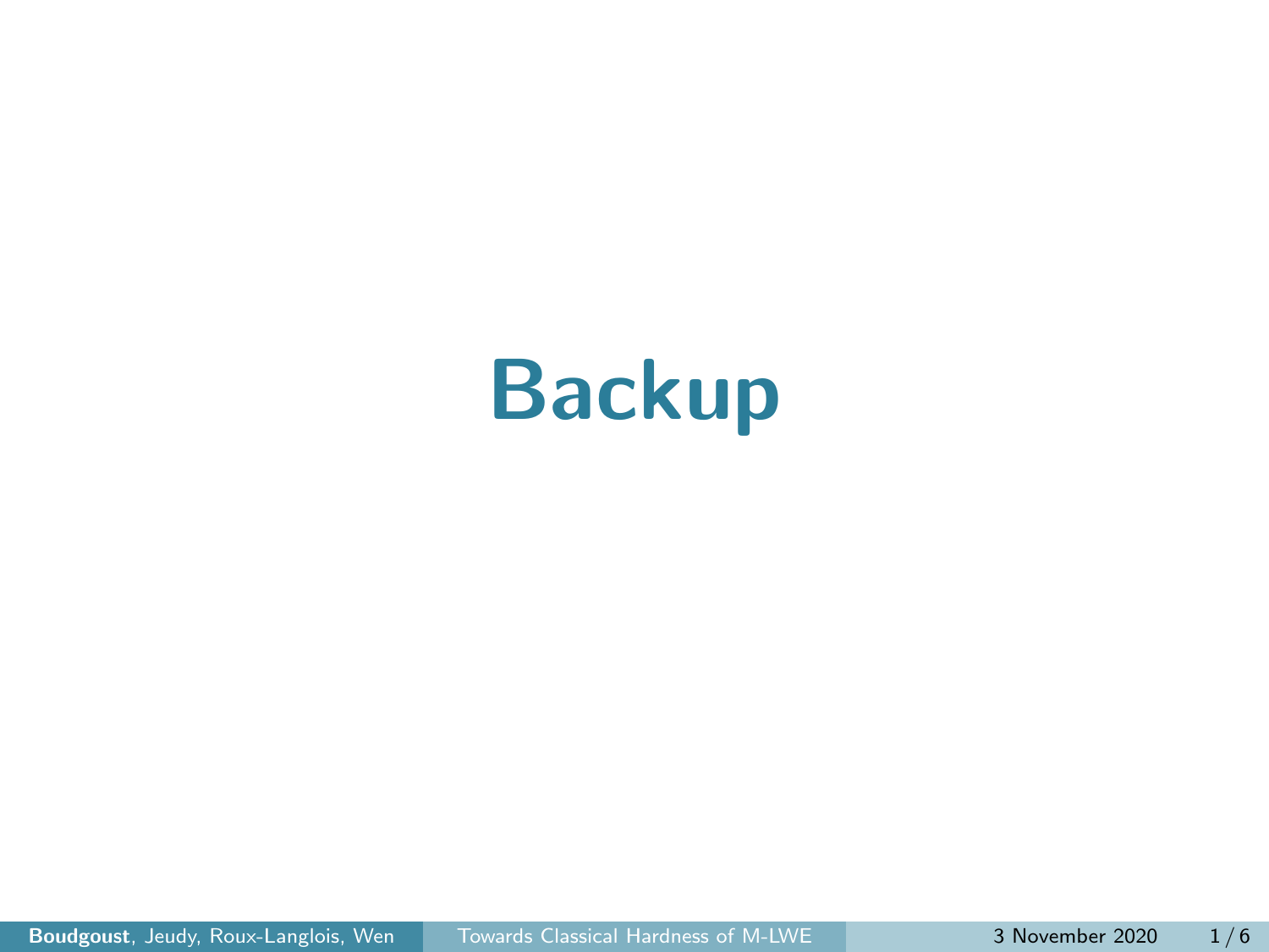# Backup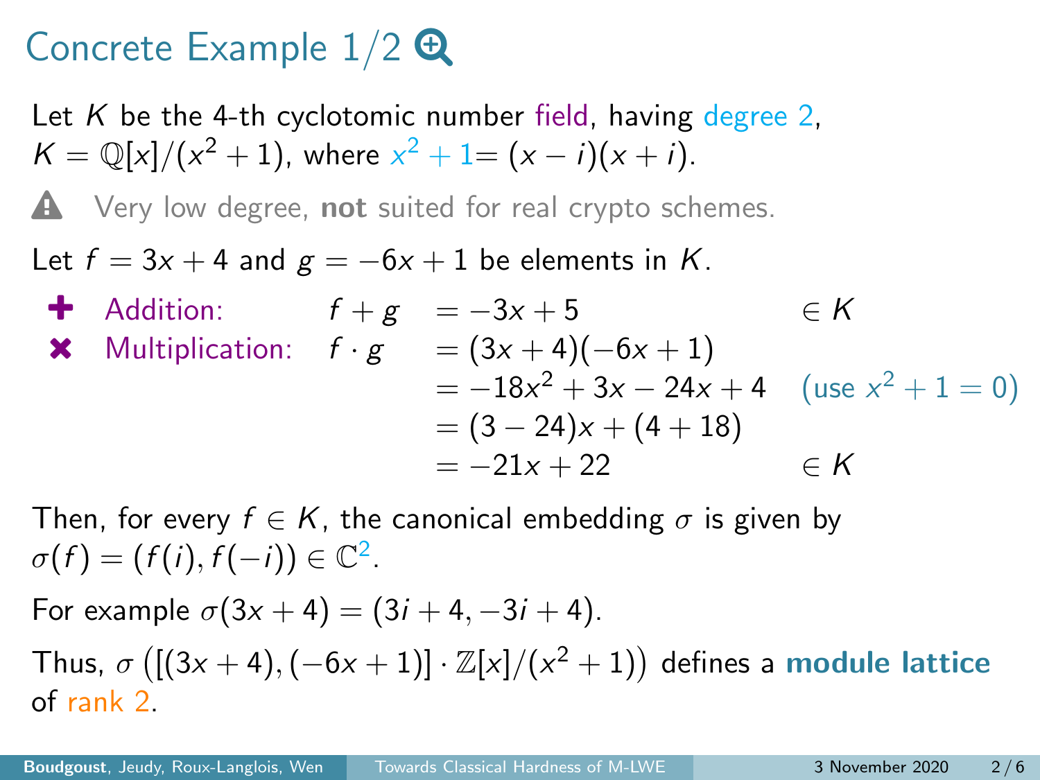# Concrete Example 1/2

Let $K$ be the 4-th cyclotomic number field, having degree 2, $K = \mathbb{Q}[x]/(x^2+1)$, where $x^2+1 = (x-i)(x+i)$.

⚠ Very low degree, **not** suited for real crypto schemes.

Let $f = 3x+4$ and $g = -6x+1$ be elements in $K$.

- Addition: $f + g = -3x + 5 \in K$
- Multiplication:

$$
\begin{aligned}
f \cdot g &= (3x+4)(-6x+1) \\
&= -18x^2 + 3x - 24x + 4 \quad (\text{use } x^2+1=0) \\
&= (3-24)x + (4+18) \\
&= -21x + 22 \in K
\end{aligned}
$$

Then, for every $f \in K$, the canonical embedding $\sigma$ is given by $\sigma(f) = (f(i), f(-i)) \in \mathbb{C}^2$.

For example $\sigma(3x+4) = (3i+4, -3i+4)$.

Thus, $\sigma\left([(3x+4),(-6x+1)] \cdot \mathbb{Z}[x]/(x^2+1)\right)$ defines a **module lattice** of rank 2.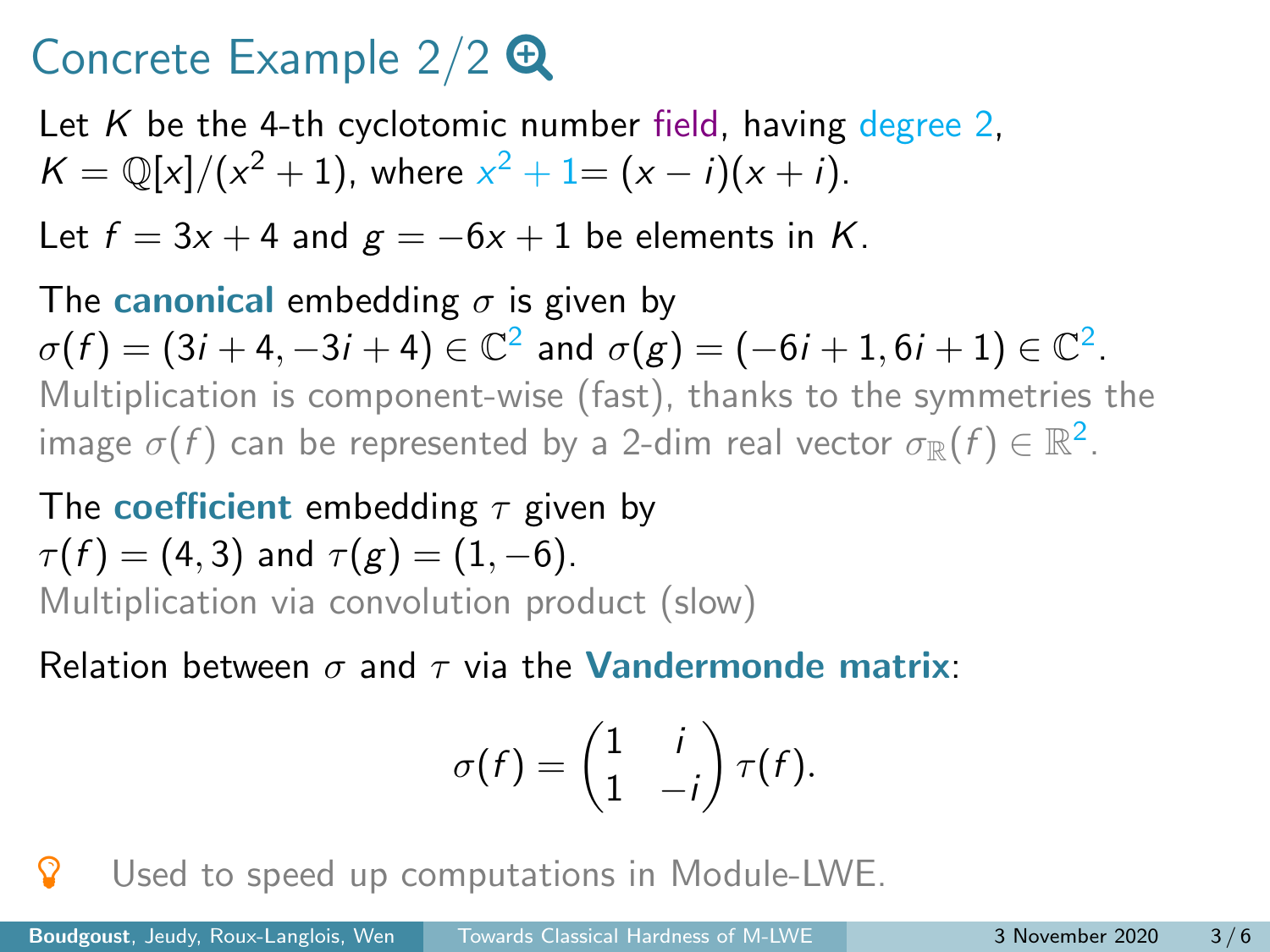# Concrete Example 2/2

Let $K$ be the 4-th cyclotomic number field, having degree 2, $K = \mathbb{Q}[x]/(x^2+1)$, where $x^2+1 = (x-i)(x+i)$.

Let $f = 3x + 4$ and $g = -6x + 1$ be elements in $K$.

The **canonical** embedding $\sigma$ is given by
$\sigma(f) = (3i+4, -3i+4) \in \mathbb{C}^2$ and $\sigma(g) = (-6i+1, 6i+1) \in \mathbb{C}^2$.
Multiplication is component-wise (fast), thanks to the symmetries the image $\sigma(f)$ can be represented by a 2-dim real vector $\sigma_{\mathbb{R}}(f) \in \mathbb{R}^2$.

The **coefficient** embedding $\tau$ given by
$\tau(f) = (4,3)$ and $\tau(g) = (1,-6)$.
Multiplication via convolution product (slow)

Relation between $\sigma$ and $\tau$ via the **Vandermonde matrix**:

$$\sigma(f) = \begin{pmatrix} 1 & i \\ 1 & -i \end{pmatrix} \tau(f).$$

Used to speed up computations in Module-LWE.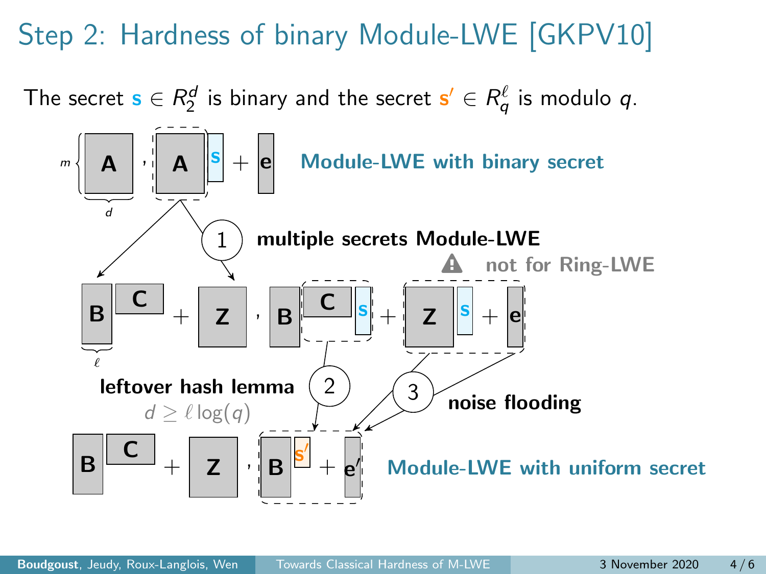# Step 2: Hardness of binary Module-LWE [GKPV10]

The secret $\mathbf{s} \in R_2^d$ is binary and the secret $\mathbf{s}' \in R_q^\ell$ is modulo $q$.

$m$ $\mathbf{A}$ ($d$), $\mathbf{A}\mathbf{s} + \mathbf{e}$ — **Module-LWE with binary secret**

① **multiple secrets Module-LWE** — ⚠ not for Ring-LWE

$\mathbf{B}\mathbf{C} + \mathbf{Z}$, $\mathbf{B}\mathbf{C}\mathbf{s} + \mathbf{Z}\mathbf{s} + \mathbf{e}$ (with $\mathbf{B}$ of width $\ell$)

② **leftover hash lemma** — $d \geq \ell \log(q)$

③ **noise flooding**

$\mathbf{B}\mathbf{C} + \mathbf{Z}$, $\mathbf{B}\mathbf{s}' + \mathbf{e}'$ — **Module-LWE with uniform secret**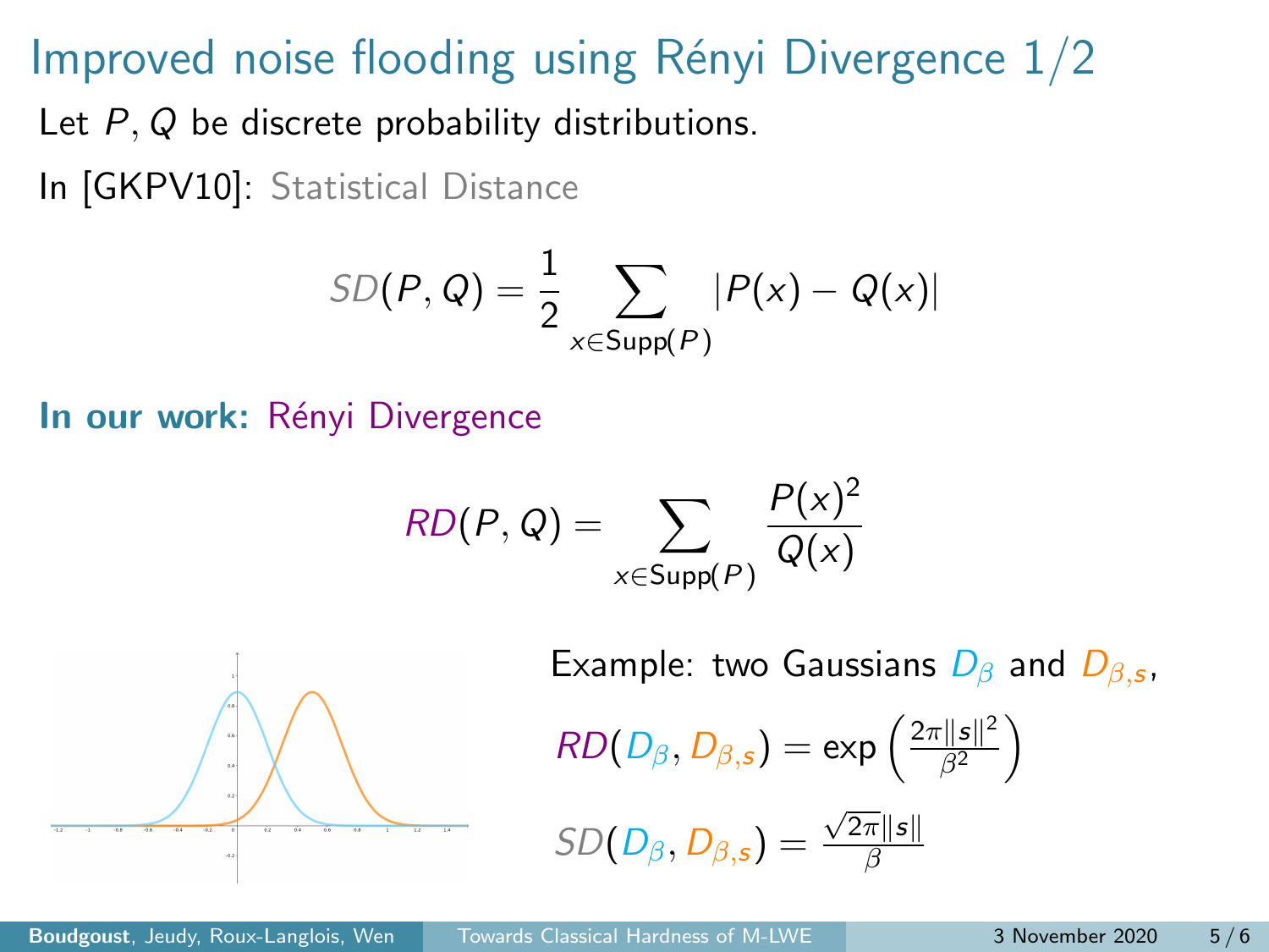# Improved noise flooding using Rényi Divergence 1/2

Let $P, Q$ be discrete probability distributions.

In [GKPV10]: Statistical Distance

$$SD(P, Q) = \frac{1}{2} \sum_{x \in \mathrm{Supp}(P)} |P(x) - Q(x)|$$

**In our work:** Rényi Divergence

$$RD(P, Q) = \sum_{x \in \mathrm{Supp}(P)} \frac{P(x)^2}{Q(x)}$$

Example: two Gaussians $D_\beta$ and $D_{\beta,s}$,

$$RD(D_\beta, D_{\beta,s}) = \exp\left(\frac{2\pi \|s\|^2}{\beta^2}\right)$$

$$SD(D_\beta, D_{\beta,s}) = \frac{\sqrt{2\pi}\|s\|}{\beta}$$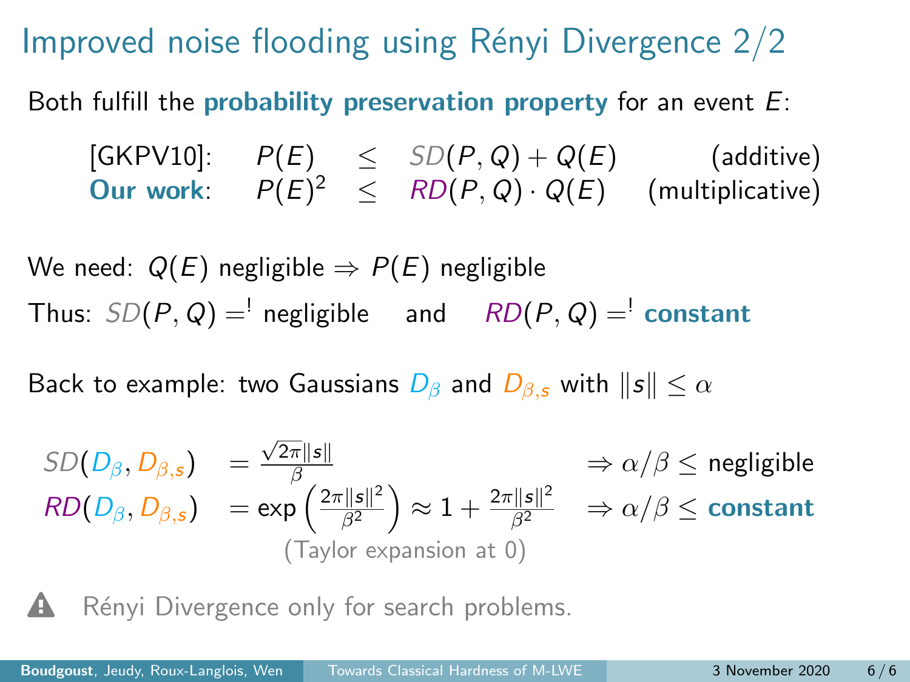# Improved noise flooding using Rényi Divergence 2/2

Both fulfill the **probability preservation property** for an event $E$:

$$
\begin{array}{llcll}
\text{[GKPV10]:} & P(E) & \leq & SD(P,Q) + Q(E) & \text{(additive)} \\
\textbf{Our work}: & P(E)^2 & \leq & RD(P,Q) \cdot Q(E) & \text{(multiplicative)}
\end{array}
$$

We need: $Q(E)$ negligible $\Rightarrow P(E)$ negligible

Thus: $SD(P,Q) \stackrel{!}{=}$ negligible and $RD(P,Q) \stackrel{!}{=}$ **constant**

Back to example: two Gaussians $D_\beta$ and $D_{\beta,s}$ with $\|s\| \leq \alpha$

$$
\begin{array}{llll}
SD(D_\beta, D_{\beta,s}) & = \frac{\sqrt{2\pi}\|s\|}{\beta} & & \Rightarrow \alpha/\beta \leq \text{negligible} \\
RD(D_\beta, D_{\beta,s}) & = \exp\left(\frac{2\pi\|s\|^2}{\beta^2}\right) \approx 1 + \frac{2\pi\|s\|^2}{\beta^2} & & \Rightarrow \alpha/\beta \leq \textbf{constant}
\end{array}
$$

(Taylor expansion at 0)

⚠ Rényi Divergence only for search problems.